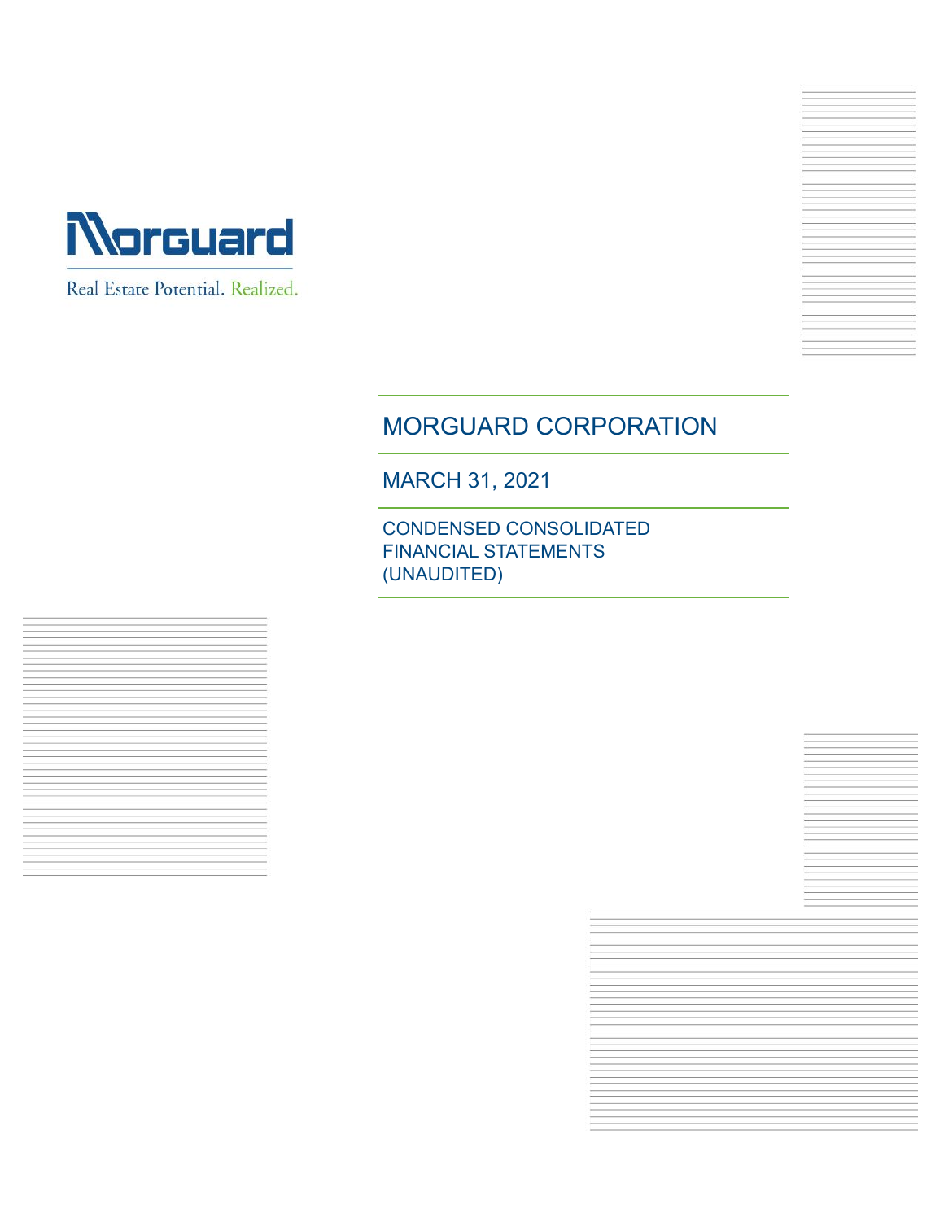Morguard

Real Estate Potential. Realized.

# MORGUARD CORPORATION

## MARCH 31, 2021

### CONDENSED CONSOLIDATED FINANCIAL STATEMENTS (UNAUDITED)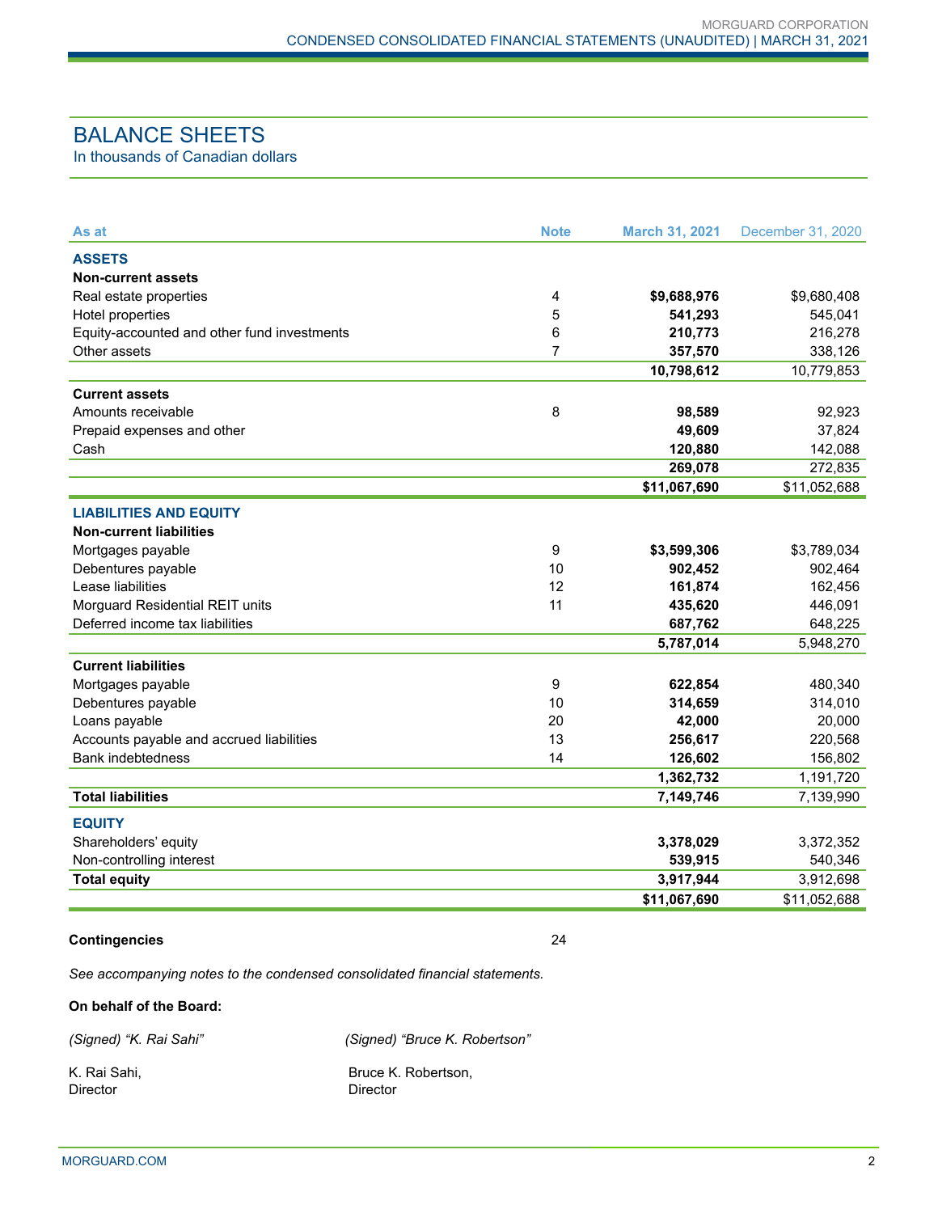# BALANCE SHEETS

In thousands of Canadian dollars

| As at | Note | March 31, 2021 | December 31, 2020 |
|---|---|---|---|
| **ASSETS** | | | |
| **Non-current assets** | | | |
| Real estate properties | 4 | **$9,688,976** | $9,680,408 |
| Hotel properties | 5 | **541,293** | 545,041 |
| Equity-accounted and other fund investments | 6 | **210,773** | 216,278 |
| Other assets | 7 | **357,570** | 338,126 |
| | | **10,798,612** | 10,779,853 |
| **Current assets** | | | |
| Amounts receivable | 8 | **98,589** | 92,923 |
| Prepaid expenses and other | | **49,609** | 37,824 |
| Cash | | **120,880** | 142,088 |
| | | **269,078** | 272,835 |
| | | **$11,067,690** | $11,052,688 |
| **LIABILITIES AND EQUITY** | | | |
| **Non-current liabilities** | | | |
| Mortgages payable | 9 | **$3,599,306** | $3,789,034 |
| Debentures payable | 10 | **902,452** | 902,464 |
| Lease liabilities | 12 | **161,874** | 162,456 |
| Morguard Residential REIT units | 11 | **435,620** | 446,091 |
| Deferred income tax liabilities | | **687,762** | 648,225 |
| | | **5,787,014** | 5,948,270 |
| **Current liabilities** | | | |
| Mortgages payable | 9 | **622,854** | 480,340 |
| Debentures payable | 10 | **314,659** | 314,010 |
| Loans payable | 20 | **42,000** | 20,000 |
| Accounts payable and accrued liabilities | 13 | **256,617** | 220,568 |
| Bank indebtedness | 14 | **126,602** | 156,802 |
| | | **1,362,732** | 1,191,720 |
| **Total liabilities** | | **7,149,746** | 7,139,990 |
| **EQUITY** | | | |
| Shareholders' equity | | **3,378,029** | 3,372,352 |
| Non-controlling interest | | **539,915** | 540,346 |
| **Total equity** | | **3,917,944** | 3,912,698 |
| | | **$11,067,690** | $11,052,688 |

**Contingencies** 24

*See accompanying notes to the condensed consolidated financial statements.*

**On behalf of the Board:**

*(Signed) "K. Rai Sahi"*

K. Rai Sahi,
Director

*(Signed) "Bruce K. Robertson"*

Bruce K. Robertson,
Director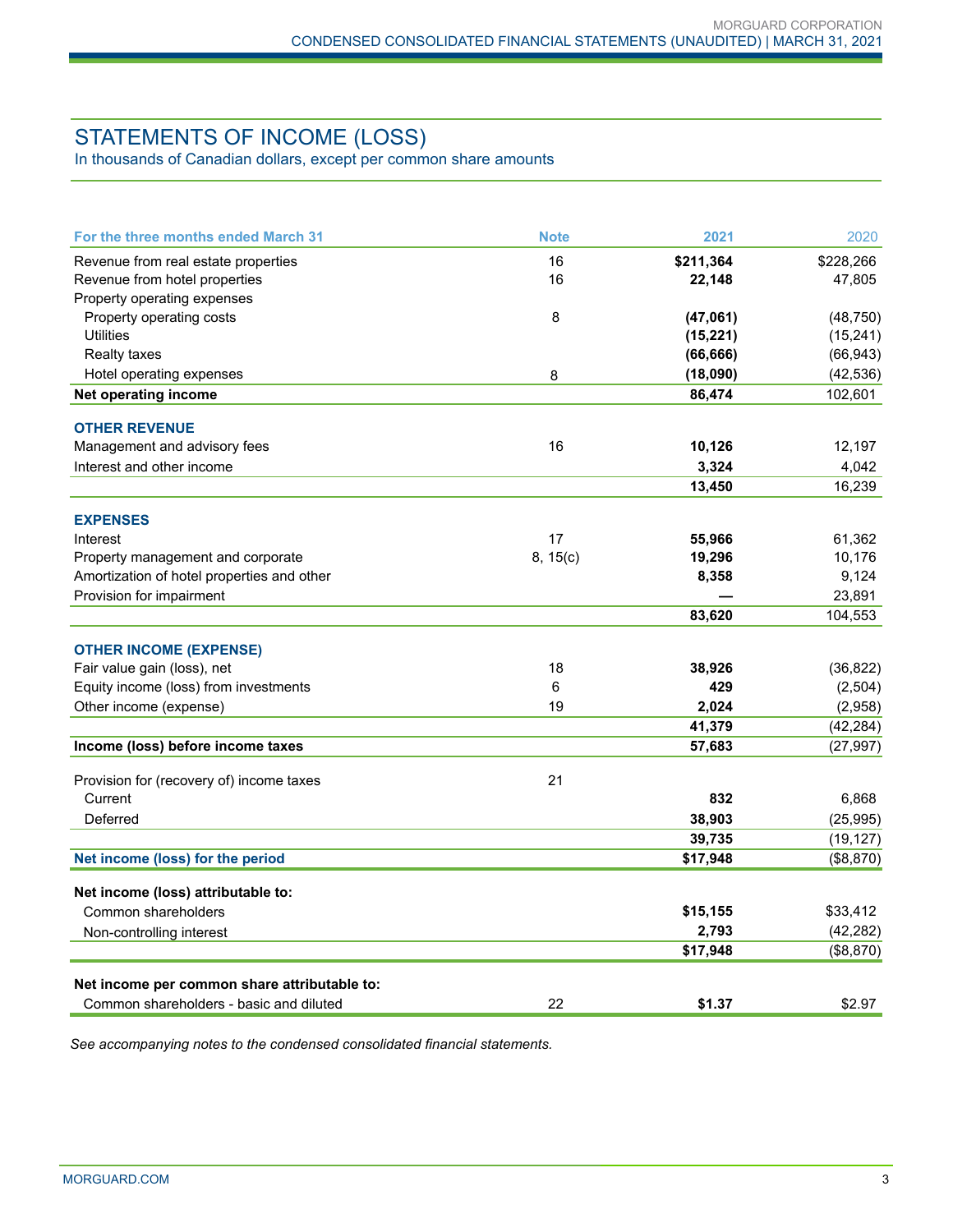# STATEMENTS OF INCOME (LOSS)

In thousands of Canadian dollars, except per common share amounts

| For the three months ended March 31 | Note | 2021 | 2020 |
|---|---|---|---|
| Revenue from real estate properties | 16 | **$211,364** | $228,266 |
| Revenue from hotel properties | 16 | **22,148** | 47,805 |
| Property operating expenses | | | |
| Property operating costs | 8 | **(47,061)** | (48,750) |
| Utilities | | **(15,221)** | (15,241) |
| Realty taxes | | **(66,666)** | (66,943) |
| Hotel operating expenses | 8 | **(18,090)** | (42,536) |
| **Net operating income** | | **86,474** | 102,601 |
| **OTHER REVENUE** | | | |
| Management and advisory fees | 16 | **10,126** | 12,197 |
| Interest and other income | | **3,324** | 4,042 |
| | | **13,450** | 16,239 |
| **EXPENSES** | | | |
| Interest | 17 | **55,966** | 61,362 |
| Property management and corporate | 8, 15(c) | **19,296** | 10,176 |
| Amortization of hotel properties and other | | **8,358** | 9,124 |
| Provision for impairment | | **—** | 23,891 |
| | | **83,620** | 104,553 |
| **OTHER INCOME (EXPENSE)** | | | |
| Fair value gain (loss), net | 18 | **38,926** | (36,822) |
| Equity income (loss) from investments | 6 | **429** | (2,504) |
| Other income (expense) | 19 | **2,024** | (2,958) |
| | | **41,379** | (42,284) |
| **Income (loss) before income taxes** | | **57,683** | (27,997) |
| Provision for (recovery of) income taxes | 21 | | |
| Current | | **832** | 6,868 |
| Deferred | | **38,903** | (25,995) |
| | | **39,735** | (19,127) |
| **Net income (loss) for the period** | | **$17,948** | ($8,870) |
| **Net income (loss) attributable to:** | | | |
| Common shareholders | | **$15,155** | $33,412 |
| Non-controlling interest | | **2,793** | (42,282) |
| | | **$17,948** | ($8,870) |
| **Net income per common share attributable to:** | | | |
| Common shareholders - basic and diluted | 22 | **$1.37** | $2.97 |

*See accompanying notes to the condensed consolidated financial statements.*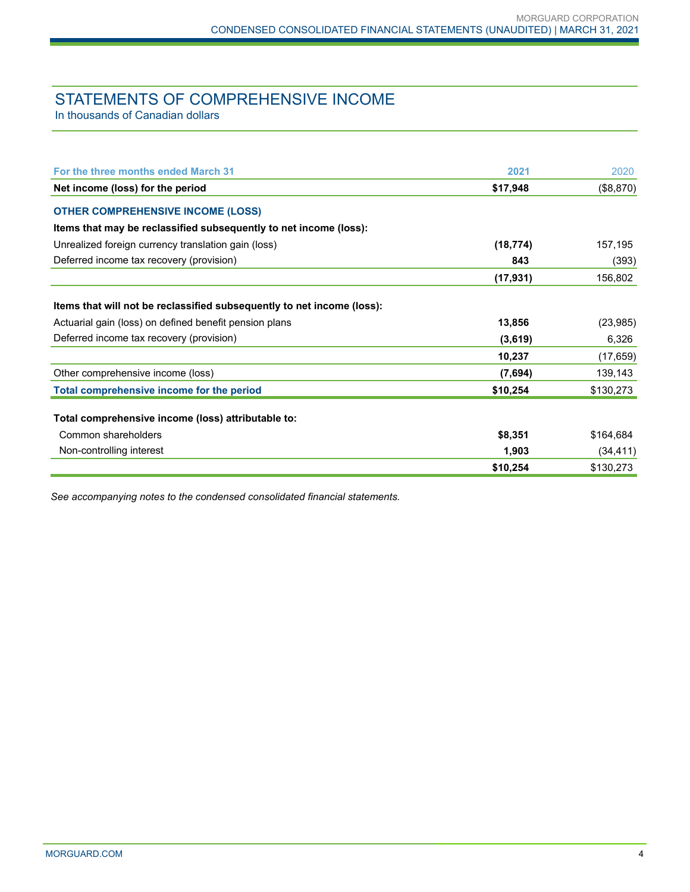## STATEMENTS OF COMPREHENSIVE INCOME

In thousands of Canadian dollars

| For the three months ended March 31 | 2021 | 2020 |
|---|---|---|
| **Net income (loss) for the period** | **$17,948** | ($8,870) |
| **OTHER COMPREHENSIVE INCOME (LOSS)** | | |
| **Items that may be reclassified subsequently to net income (loss):** | | |
| Unrealized foreign currency translation gain (loss) | **(18,774)** | 157,195 |
| Deferred income tax recovery (provision) | **843** | (393) |
| | **(17,931)** | 156,802 |
| **Items that will not be reclassified subsequently to net income (loss):** | | |
| Actuarial gain (loss) on defined benefit pension plans | **13,856** | (23,985) |
| Deferred income tax recovery (provision) | **(3,619)** | 6,326 |
| | **10,237** | (17,659) |
| Other comprehensive income (loss) | **(7,694)** | 139,143 |
| **Total comprehensive income for the period** | **$10,254** | $130,273 |
| **Total comprehensive income (loss) attributable to:** | | |
| Common shareholders | **$8,351** | $164,684 |
| Non-controlling interest | **1,903** | (34,411) |
| | **$10,254** | $130,273 |

*See accompanying notes to the condensed consolidated financial statements.*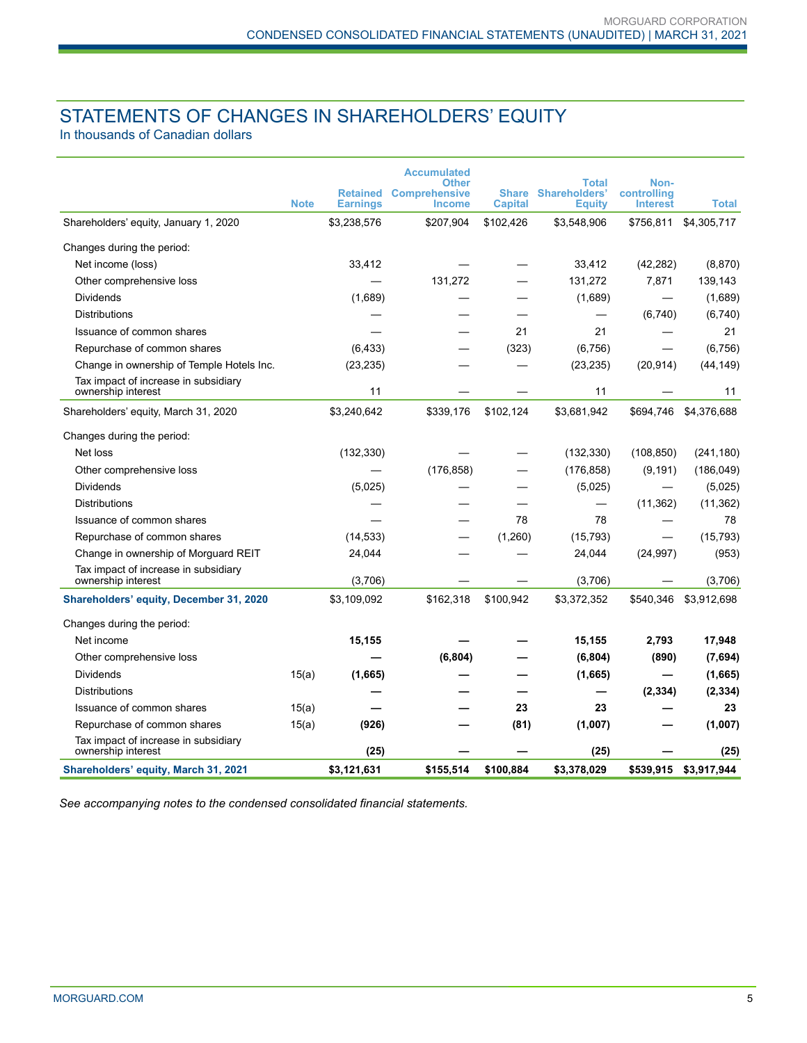# STATEMENTS OF CHANGES IN SHAREHOLDERS' EQUITY

In thousands of Canadian dollars

| | Note | Retained Earnings | Accumulated Other Comprehensive Income | Share Capital | Total Shareholders' Equity | Non-controlling Interest | Total |
|---|---|---|---|---|---|---|---|
| Shareholders' equity, January 1, 2020 | | $3,238,576 | $207,904 | $102,426 | $3,548,906 | $756,811 | $4,305,717 |
| Changes during the period: | | | | | | | |
| Net income (loss) | | 33,412 | — | — | 33,412 | (42,282) | (8,870) |
| Other comprehensive loss | | — | 131,272 | — | 131,272 | 7,871 | 139,143 |
| Dividends | | (1,689) | — | — | (1,689) | — | (1,689) |
| Distributions | | — | — | — | — | (6,740) | (6,740) |
| Issuance of common shares | | — | — | 21 | 21 | — | 21 |
| Repurchase of common shares | | (6,433) | — | (323) | (6,756) | — | (6,756) |
| Change in ownership of Temple Hotels Inc. | | (23,235) | — | — | (23,235) | (20,914) | (44,149) |
| Tax impact of increase in subsidiary ownership interest | | 11 | — | — | 11 | — | 11 |
| Shareholders' equity, March 31, 2020 | | $3,240,642 | $339,176 | $102,124 | $3,681,942 | $694,746 | $4,376,688 |
| Changes during the period: | | | | | | | |
| Net loss | | (132,330) | — | — | (132,330) | (108,850) | (241,180) |
| Other comprehensive loss | | — | (176,858) | — | (176,858) | (9,191) | (186,049) |
| Dividends | | (5,025) | — | — | (5,025) | — | (5,025) |
| Distributions | | — | — | — | — | (11,362) | (11,362) |
| Issuance of common shares | | — | — | 78 | 78 | — | 78 |
| Repurchase of common shares | | (14,533) | — | (1,260) | (15,793) | — | (15,793) |
| Change in ownership of Morguard REIT | | 24,044 | — | — | 24,044 | (24,997) | (953) |
| Tax impact of increase in subsidiary ownership interest | | (3,706) | — | — | (3,706) | — | (3,706) |
| **Shareholders' equity, December 31, 2020** | | $3,109,092 | $162,318 | $100,942 | $3,372,352 | $540,346 | $3,912,698 |
| Changes during the period: | | | | | | | |
| Net income | | **15,155** | **—** | **—** | **15,155** | **2,793** | **17,948** |
| Other comprehensive loss | | **—** | **(6,804)** | **—** | **(6,804)** | **(890)** | **(7,694)** |
| Dividends | 15(a) | **(1,665)** | **—** | **—** | **(1,665)** | **—** | **(1,665)** |
| Distributions | | **—** | **—** | **—** | **—** | **(2,334)** | **(2,334)** |
| Issuance of common shares | 15(a) | **—** | **—** | **23** | **23** | **—** | **23** |
| Repurchase of common shares | 15(a) | **(926)** | **—** | **(81)** | **(1,007)** | **—** | **(1,007)** |
| Tax impact of increase in subsidiary ownership interest | | **(25)** | **—** | **—** | **(25)** | **—** | **(25)** |
| **Shareholders' equity, March 31, 2021** | | **$3,121,631** | **$155,514** | **$100,884** | **$3,378,029** | **$539,915** | **$3,917,944** |

*See accompanying notes to the condensed consolidated financial statements.*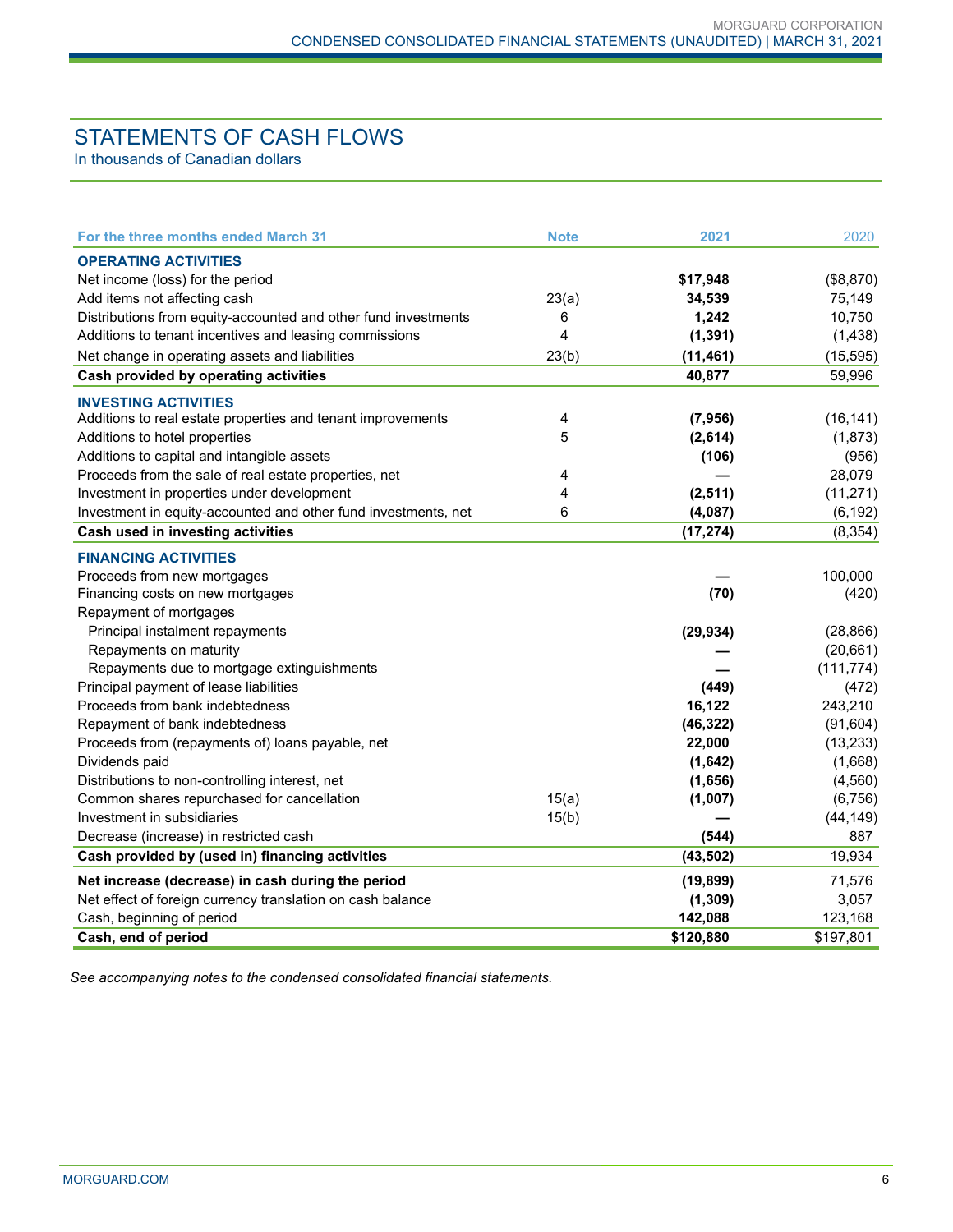## STATEMENTS OF CASH FLOWS

In thousands of Canadian dollars

| For the three months ended March 31 | Note | 2021 | 2020 |
|---|---|---|---|
| **OPERATING ACTIVITIES** | | | |
| Net income (loss) for the period | | **$17,948** | ($8,870) |
| Add items not affecting cash | 23(a) | **34,539** | 75,149 |
| Distributions from equity-accounted and other fund investments | 6 | **1,242** | 10,750 |
| Additions to tenant incentives and leasing commissions | 4 | **(1,391)** | (1,438) |
| Net change in operating assets and liabilities | 23(b) | **(11,461)** | (15,595) |
| **Cash provided by operating activities** | | **40,877** | 59,996 |
| **INVESTING ACTIVITIES** | | | |
| Additions to real estate properties and tenant improvements | 4 | **(7,956)** | (16,141) |
| Additions to hotel properties | 5 | **(2,614)** | (1,873) |
| Additions to capital and intangible assets | | **(106)** | (956) |
| Proceeds from the sale of real estate properties, net | 4 | **—** | 28,079 |
| Investment in properties under development | 4 | **(2,511)** | (11,271) |
| Investment in equity-accounted and other fund investments, net | 6 | **(4,087)** | (6,192) |
| **Cash used in investing activities** | | **(17,274)** | (8,354) |
| **FINANCING ACTIVITIES** | | | |
| Proceeds from new mortgages | | **—** | 100,000 |
| Financing costs on new mortgages | | **(70)** | (420) |
| Repayment of mortgages | | | |
| Principal instalment repayments | | **(29,934)** | (28,866) |
| Repayments on maturity | | **—** | (20,661) |
| Repayments due to mortgage extinguishments | | **—** | (111,774) |
| Principal payment of lease liabilities | | **(449)** | (472) |
| Proceeds from bank indebtedness | | **16,122** | 243,210 |
| Repayment of bank indebtedness | | **(46,322)** | (91,604) |
| Proceeds from (repayments of) loans payable, net | | **22,000** | (13,233) |
| Dividends paid | | **(1,642)** | (1,668) |
| Distributions to non-controlling interest, net | | **(1,656)** | (4,560) |
| Common shares repurchased for cancellation | 15(a) | **(1,007)** | (6,756) |
| Investment in subsidiaries | 15(b) | **—** | (44,149) |
| Decrease (increase) in restricted cash | | **(544)** | 887 |
| **Cash provided by (used in) financing activities** | | **(43,502)** | 19,934 |
| **Net increase (decrease) in cash during the period** | | **(19,899)** | 71,576 |
| Net effect of foreign currency translation on cash balance | | **(1,309)** | 3,057 |
| Cash, beginning of period | | **142,088** | 123,168 |
| **Cash, end of period** | | **$120,880** | $197,801 |

*See accompanying notes to the condensed consolidated financial statements.*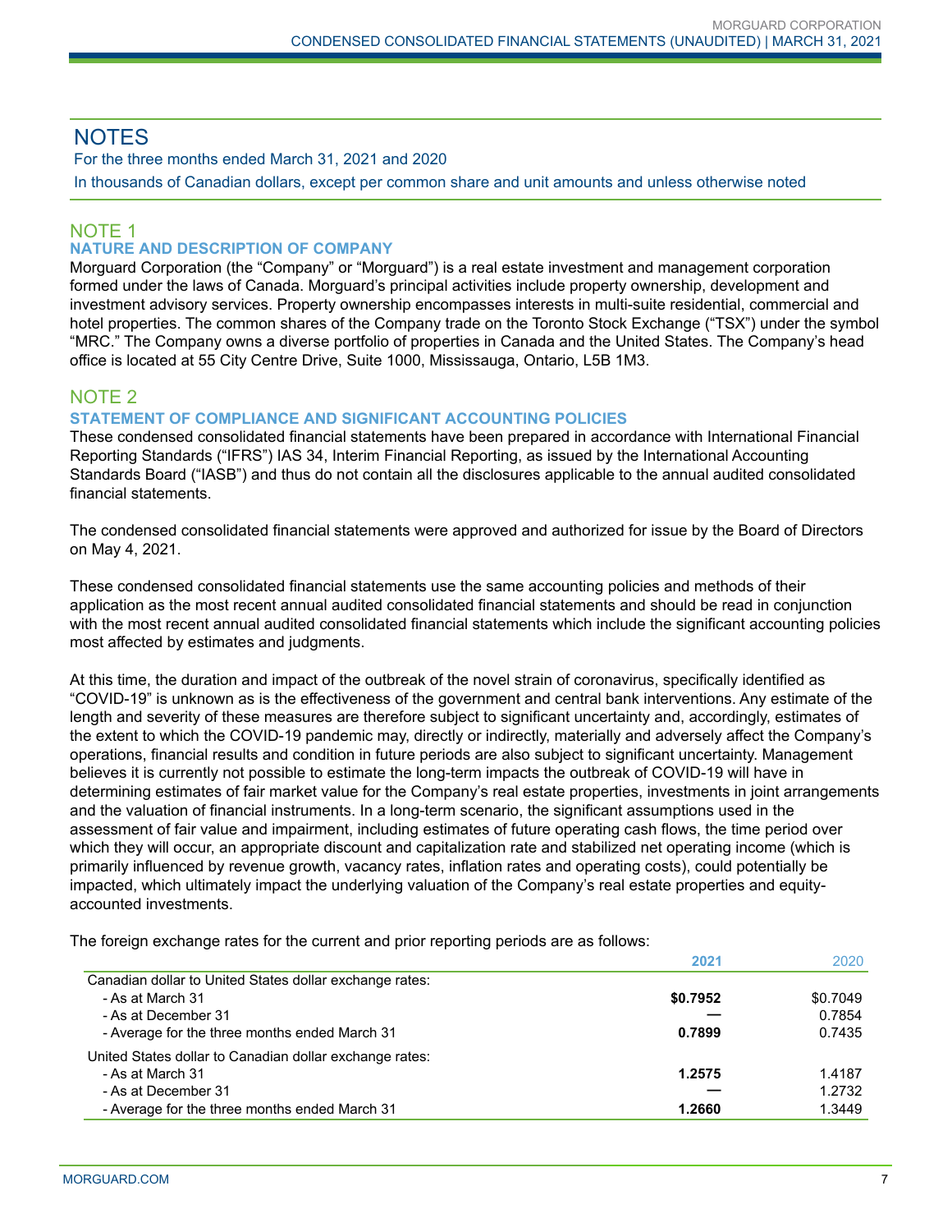# NOTES

For the three months ended March 31, 2021 and 2020

In thousands of Canadian dollars, except per common share and unit amounts and unless otherwise noted

## NOTE 1
### NATURE AND DESCRIPTION OF COMPANY

Morguard Corporation (the "Company" or "Morguard") is a real estate investment and management corporation formed under the laws of Canada. Morguard's principal activities include property ownership, development and investment advisory services. Property ownership encompasses interests in multi-suite residential, commercial and hotel properties. The common shares of the Company trade on the Toronto Stock Exchange ("TSX") under the symbol "MRC." The Company owns a diverse portfolio of properties in Canada and the United States. The Company's head office is located at 55 City Centre Drive, Suite 1000, Mississauga, Ontario, L5B 1M3.

## NOTE 2
### STATEMENT OF COMPLIANCE AND SIGNIFICANT ACCOUNTING POLICIES

These condensed consolidated financial statements have been prepared in accordance with International Financial Reporting Standards ("IFRS") IAS 34, Interim Financial Reporting, as issued by the International Accounting Standards Board ("IASB") and thus do not contain all the disclosures applicable to the annual audited consolidated financial statements.

The condensed consolidated financial statements were approved and authorized for issue by the Board of Directors on May 4, 2021.

These condensed consolidated financial statements use the same accounting policies and methods of their application as the most recent annual audited consolidated financial statements and should be read in conjunction with the most recent annual audited consolidated financial statements which include the significant accounting policies most affected by estimates and judgments.

At this time, the duration and impact of the outbreak of the novel strain of coronavirus, specifically identified as "COVID-19" is unknown as is the effectiveness of the government and central bank interventions. Any estimate of the length and severity of these measures are therefore subject to significant uncertainty and, accordingly, estimates of the extent to which the COVID-19 pandemic may, directly or indirectly, materially and adversely affect the Company's operations, financial results and condition in future periods are also subject to significant uncertainty. Management believes it is currently not possible to estimate the long-term impacts the outbreak of COVID-19 will have in determining estimates of fair market value for the Company's real estate properties, investments in joint arrangements and the valuation of financial instruments. In a long-term scenario, the significant assumptions used in the assessment of fair value and impairment, including estimates of future operating cash flows, the time period over which they will occur, an appropriate discount and capitalization rate and stabilized net operating income (which is primarily influenced by revenue growth, vacancy rates, inflation rates and operating costs), could potentially be impacted, which ultimately impact the underlying valuation of the Company's real estate properties and equity-accounted investments.

The foreign exchange rates for the current and prior reporting periods are as follows:

| | 2021 | 2020 |
|---|---|---|
| Canadian dollar to United States dollar exchange rates: | | |
| - As at March 31 | **$0.7952** | $0.7049 |
| - As at December 31 | — | 0.7854 |
| - Average for the three months ended March 31 | **0.7899** | 0.7435 |
| United States dollar to Canadian dollar exchange rates: | | |
| - As at March 31 | **1.2575** | 1.4187 |
| - As at December 31 | — | 1.2732 |
| - Average for the three months ended March 31 | **1.2660** | 1.3449 |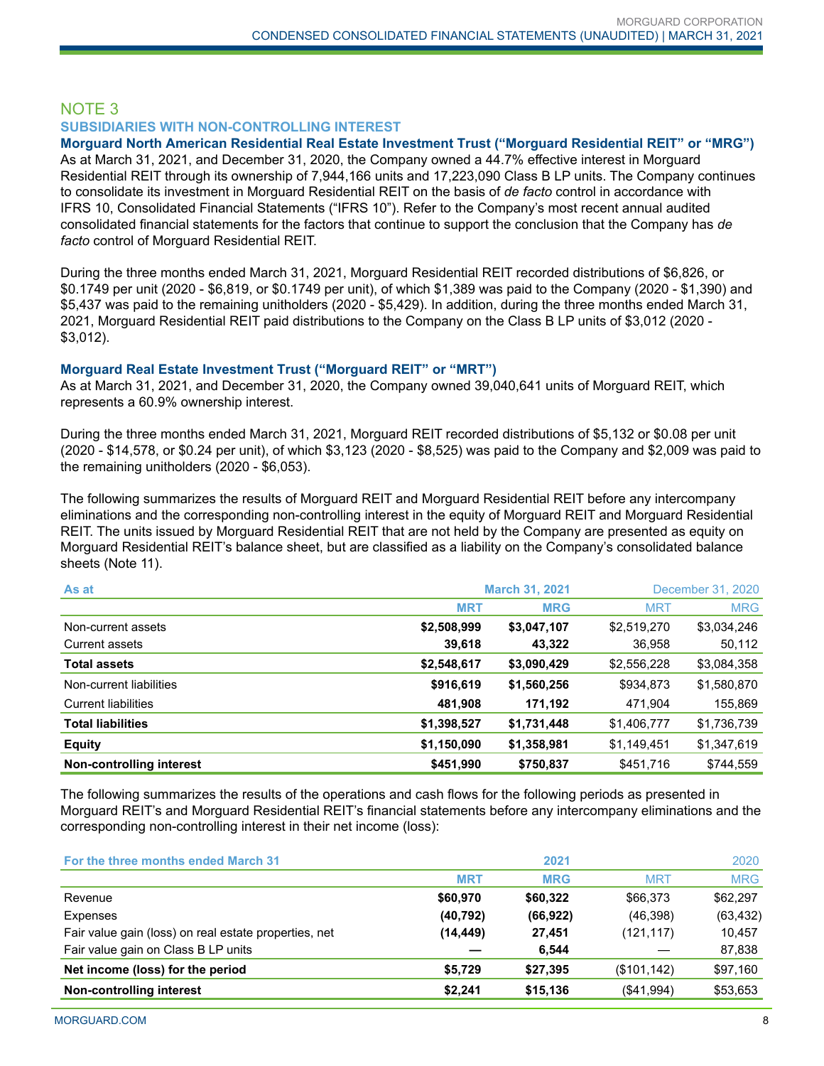## NOTE 3

### SUBSIDIARIES WITH NON-CONTROLLING INTEREST

**Morguard North American Residential Real Estate Investment Trust ("Morguard Residential REIT" or "MRG")**

As at March 31, 2021, and December 31, 2020, the Company owned a 44.7% effective interest in Morguard Residential REIT through its ownership of 7,944,166 units and 17,223,090 Class B LP units. The Company continues to consolidate its investment in Morguard Residential REIT on the basis of *de facto* control in accordance with IFRS 10, Consolidated Financial Statements ("IFRS 10"). Refer to the Company's most recent annual audited consolidated financial statements for the factors that continue to support the conclusion that the Company has *de facto* control of Morguard Residential REIT.

During the three months ended March 31, 2021, Morguard Residential REIT recorded distributions of $6,826, or $0.1749 per unit (2020 - $6,819, or $0.1749 per unit), of which $1,389 was paid to the Company (2020 - $1,390) and $5,437 was paid to the remaining unitholders (2020 - $5,429). In addition, during the three months ended March 31, 2021, Morguard Residential REIT paid distributions to the Company on the Class B LP units of $3,012 (2020 - $3,012).

**Morguard Real Estate Investment Trust ("Morguard REIT" or "MRT")**

As at March 31, 2021, and December 31, 2020, the Company owned 39,040,641 units of Morguard REIT, which represents a 60.9% ownership interest.

During the three months ended March 31, 2021, Morguard REIT recorded distributions of $5,132 or $0.08 per unit (2020 - $14,578, or $0.24 per unit), of which $3,123 (2020 - $8,525) was paid to the Company and $2,009 was paid to the remaining unitholders (2020 - $6,053).

The following summarizes the results of Morguard REIT and Morguard Residential REIT before any intercompany eliminations and the corresponding non-controlling interest in the equity of Morguard REIT and Morguard Residential REIT. The units issued by Morguard Residential REIT that are not held by the Company are presented as equity on Morguard Residential REIT's balance sheet, but are classified as a liability on the Company's consolidated balance sheets (Note 11).

| As at | March 31, 2021 | | December 31, 2020 | |
|---|---|---|---|---|
| | **MRT** | **MRG** | MRT | MRG |
| Non-current assets | **$2,508,999** | **$3,047,107** | $2,519,270 | $3,034,246 |
| Current assets | **39,618** | **43,322** | 36,958 | 50,112 |
| **Total assets** | **$2,548,617** | **$3,090,429** | $2,556,228 | $3,084,358 |
| Non-current liabilities | **$916,619** | **$1,560,256** | $934,873 | $1,580,870 |
| Current liabilities | **481,908** | **171,192** | 471,904 | 155,869 |
| **Total liabilities** | **$1,398,527** | **$1,731,448** | $1,406,777 | $1,736,739 |
| **Equity** | **$1,150,090** | **$1,358,981** | $1,149,451 | $1,347,619 |
| **Non-controlling interest** | **$451,990** | **$750,837** | $451,716 | $744,559 |

The following summarizes the results of the operations and cash flows for the following periods as presented in Morguard REIT's and Morguard Residential REIT's financial statements before any intercompany eliminations and the corresponding non-controlling interest in their net income (loss):

| For the three months ended March 31 | 2021 | | 2020 | |
|---|---|---|---|---|
| | **MRT** | **MRG** | MRT | MRG |
| Revenue | **$60,970** | **$60,322** | $66,373 | $62,297 |
| Expenses | **(40,792)** | **(66,922)** | (46,398) | (63,432) |
| Fair value gain (loss) on real estate properties, net | **(14,449)** | **27,451** | (121,117) | 10,457 |
| Fair value gain on Class B LP units | **—** | **6,544** | — | 87,838 |
| **Net income (loss) for the period** | **$5,729** | **$27,395** | ($101,142) | $97,160 |
| **Non-controlling interest** | **$2,241** | **$15,136** | ($41,994) | $53,653 |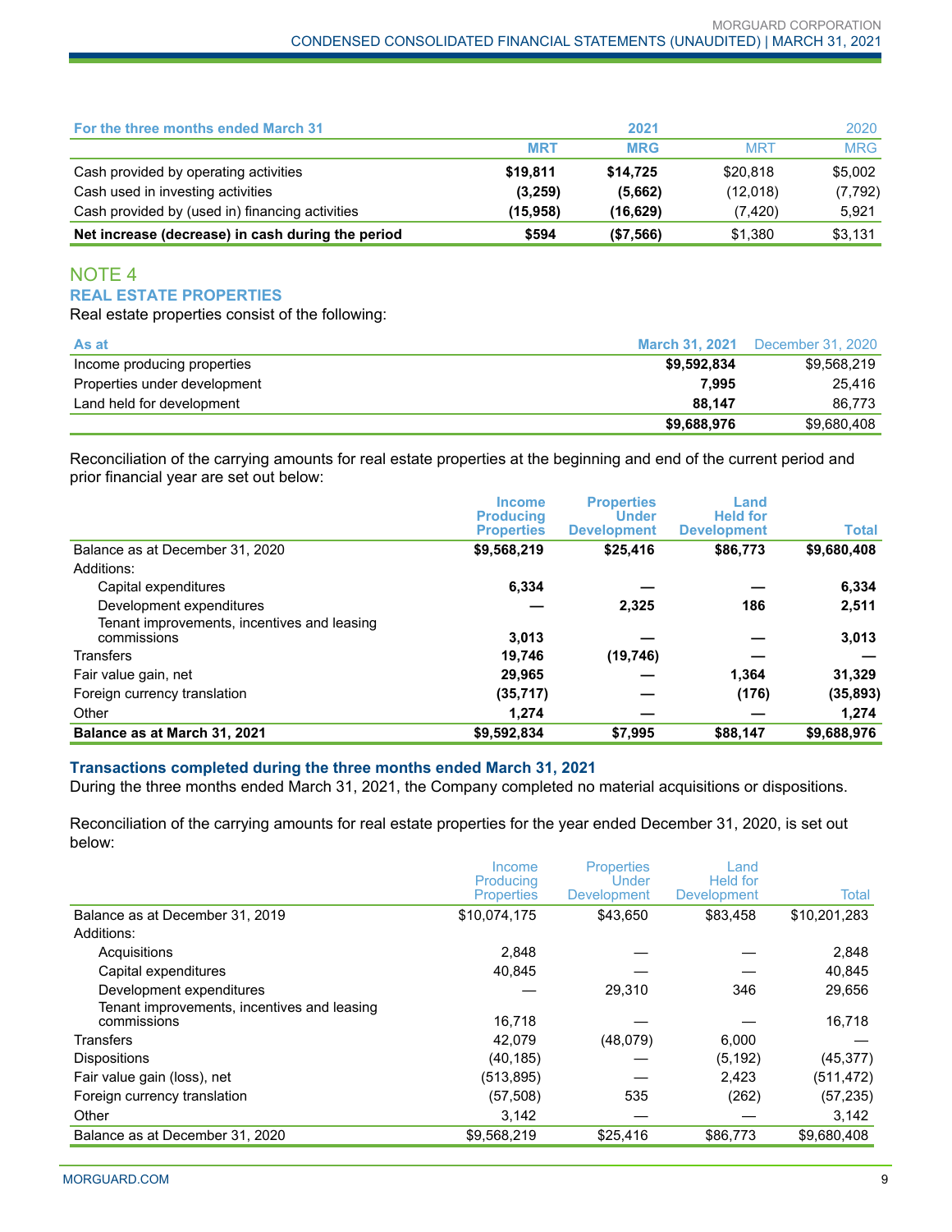| For the three months ended March 31 | 2021 | | 2020 | |
|---|---|---|---|---|
| | MRT | MRG | MRT | MRG |
| Cash provided by operating activities | **$19,811** | **$14,725** | $20,818 | $5,002 |
| Cash used in investing activities | **(3,259)** | **(5,662)** | (12,018) | (7,792) |
| Cash provided by (used in) financing activities | **(15,958)** | **(16,629)** | (7,420) | 5,921 |
| **Net increase (decrease) in cash during the period** | **$594** | **($7,566)** | $1,380 | $3,131 |

## NOTE 4

### REAL ESTATE PROPERTIES

Real estate properties consist of the following:

| As at | March 31, 2021 | December 31, 2020 |
|---|---|---|
| Income producing properties | **$9,592,834** | $9,568,219 |
| Properties under development | **7,995** | 25,416 |
| Land held for development | **88,147** | 86,773 |
| | **$9,688,976** | $9,680,408 |

Reconciliation of the carrying amounts for real estate properties at the beginning and end of the current period and prior financial year are set out below:

| | Income Producing Properties | Properties Under Development | Land Held for Development | Total |
|---|---|---|---|---|
| Balance as at December 31, 2020 | **$9,568,219** | **$25,416** | **$86,773** | **$9,680,408** |
| Additions: | | | | |
| Capital expenditures | **6,334** | **—** | **—** | **6,334** |
| Development expenditures | **—** | **2,325** | **186** | **2,511** |
| Tenant improvements, incentives and leasing commissions | **3,013** | **—** | **—** | **3,013** |
| Transfers | **19,746** | **(19,746)** | **—** | **—** |
| Fair value gain, net | **29,965** | **—** | **1,364** | **31,329** |
| Foreign currency translation | **(35,717)** | **—** | **(176)** | **(35,893)** |
| Other | **1,274** | **—** | **—** | **1,274** |
| **Balance as at March 31, 2021** | **$9,592,834** | **$7,995** | **$88,147** | **$9,688,976** |

### Transactions completed during the three months ended March 31, 2021

During the three months ended March 31, 2021, the Company completed no material acquisitions or dispositions.

Reconciliation of the carrying amounts for real estate properties for the year ended December 31, 2020, is set out below:

| | Income Producing Properties | Properties Under Development | Land Held for Development | Total |
|---|---|---|---|---|
| Balance as at December 31, 2019 | $10,074,175 | $43,650 | $83,458 | $10,201,283 |
| Additions: | | | | |
| Acquisitions | 2,848 | — | — | 2,848 |
| Capital expenditures | 40,845 | — | — | 40,845 |
| Development expenditures | — | 29,310 | 346 | 29,656 |
| Tenant improvements, incentives and leasing commissions | 16,718 | — | — | 16,718 |
| Transfers | 42,079 | (48,079) | 6,000 | — |
| Dispositions | (40,185) | — | (5,192) | (45,377) |
| Fair value gain (loss), net | (513,895) | — | 2,423 | (511,472) |
| Foreign currency translation | (57,508) | 535 | (262) | (57,235) |
| Other | 3,142 | — | — | 3,142 |
| Balance as at December 31, 2020 | $9,568,219 | $25,416 | $86,773 | $9,680,408 |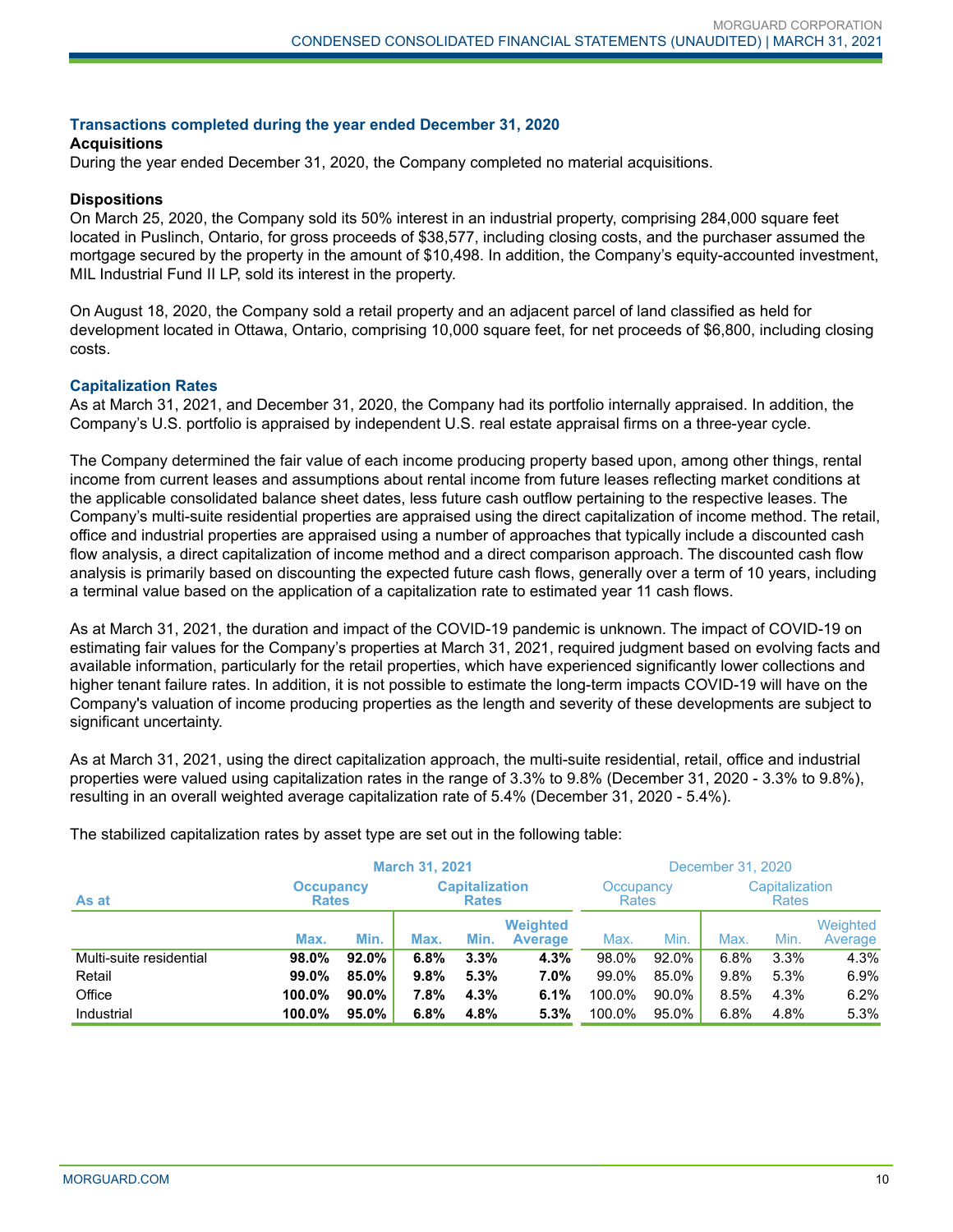### Transactions completed during the year ended December 31, 2020

**Acquisitions**

During the year ended December 31, 2020, the Company completed no material acquisitions.

**Dispositions**

On March 25, 2020, the Company sold its 50% interest in an industrial property, comprising 284,000 square feet located in Puslinch, Ontario, for gross proceeds of $38,577, including closing costs, and the purchaser assumed the mortgage secured by the property in the amount of $10,498. In addition, the Company's equity-accounted investment, MIL Industrial Fund II LP, sold its interest in the property.

On August 18, 2020, the Company sold a retail property and an adjacent parcel of land classified as held for development located in Ottawa, Ontario, comprising 10,000 square feet, for net proceeds of $6,800, including closing costs.

### Capitalization Rates

As at March 31, 2021, and December 31, 2020, the Company had its portfolio internally appraised. In addition, the Company's U.S. portfolio is appraised by independent U.S. real estate appraisal firms on a three-year cycle.

The Company determined the fair value of each income producing property based upon, among other things, rental income from current leases and assumptions about rental income from future leases reflecting market conditions at the applicable consolidated balance sheet dates, less future cash outflow pertaining to the respective leases. The Company's multi-suite residential properties are appraised using the direct capitalization of income method. The retail, office and industrial properties are appraised using a number of approaches that typically include a discounted cash flow analysis, a direct capitalization of income method and a direct comparison approach. The discounted cash flow analysis is primarily based on discounting the expected future cash flows, generally over a term of 10 years, including a terminal value based on the application of a capitalization rate to estimated year 11 cash flows.

As at March 31, 2021, the duration and impact of the COVID-19 pandemic is unknown. The impact of COVID-19 on estimating fair values for the Company's properties at March 31, 2021, required judgment based on evolving facts and available information, particularly for the retail properties, which have experienced significantly lower collections and higher tenant failure rates. In addition, it is not possible to estimate the long-term impacts COVID-19 will have on the Company's valuation of income producing properties as the length and severity of these developments are subject to significant uncertainty.

As at March 31, 2021, using the direct capitalization approach, the multi-suite residential, retail, office and industrial properties were valued using capitalization rates in the range of 3.3% to 9.8% (December 31, 2020 - 3.3% to 9.8%), resulting in an overall weighted average capitalization rate of 5.4% (December 31, 2020 - 5.4%).

The stabilized capitalization rates by asset type are set out in the following table:

| | **March 31, 2021** | | | | | December 31, 2020 | | | | |
|---|---|---|---|---|---|---|---|---|---|---|
| **As at** | **Occupancy Rates** | | **Capitalization Rates** | | | Occupancy Rates | | Capitalization Rates | | |
| | **Max.** | **Min.** | **Max.** | **Min.** | **Weighted Average** | Max. | Min. | Max. | Min. | Weighted Average |
| Multi-suite residential | **98.0%** | **92.0%** | **6.8%** | **3.3%** | **4.3%** | 98.0% | 92.0% | 6.8% | 3.3% | 4.3% |
| Retail | **99.0%** | **85.0%** | **9.8%** | **5.3%** | **7.0%** | 99.0% | 85.0% | 9.8% | 5.3% | 6.9% |
| Office | **100.0%** | **90.0%** | **7.8%** | **4.3%** | **6.1%** | 100.0% | 90.0% | 8.5% | 4.3% | 6.2% |
| Industrial | **100.0%** | **95.0%** | **6.8%** | **4.8%** | **5.3%** | 100.0% | 95.0% | 6.8% | 4.8% | 5.3% |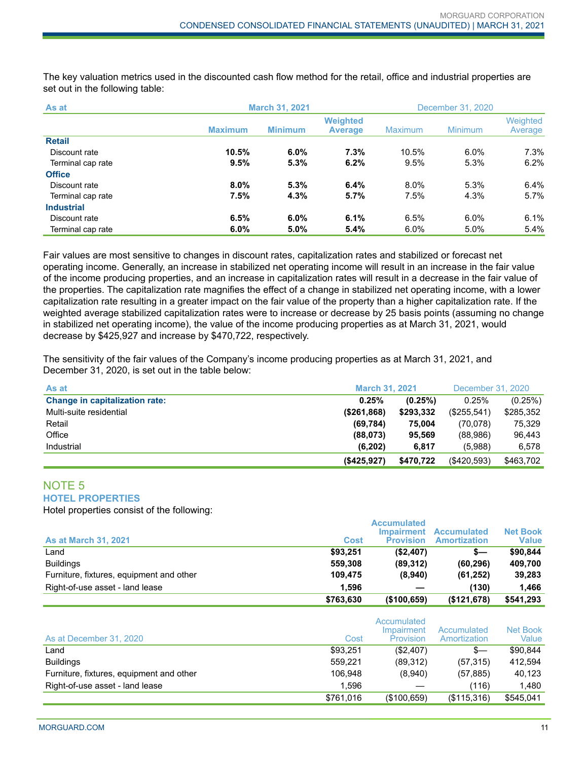The key valuation metrics used in the discounted cash flow method for the retail, office and industrial properties are set out in the following table:

| As at | March 31, 2021 | | | December 31, 2020 | | |
|---|---|---|---|---|---|---|
| | **Maximum** | **Minimum** | **Weighted Average** | Maximum | Minimum | Weighted Average |
| **Retail** | | | | | | |
| Discount rate | **10.5%** | **6.0%** | **7.3%** | 10.5% | 6.0% | 7.3% |
| Terminal cap rate | **9.5%** | **5.3%** | **6.2%** | 9.5% | 5.3% | 6.2% |
| **Office** | | | | | | |
| Discount rate | **8.0%** | **5.3%** | **6.4%** | 8.0% | 5.3% | 6.4% |
| Terminal cap rate | **7.5%** | **4.3%** | **5.7%** | 7.5% | 4.3% | 5.7% |
| **Industrial** | | | | | | |
| Discount rate | **6.5%** | **6.0%** | **6.1%** | 6.5% | 6.0% | 6.1% |
| Terminal cap rate | **6.0%** | **5.0%** | **5.4%** | 6.0% | 5.0% | 5.4% |

Fair values are most sensitive to changes in discount rates, capitalization rates and stabilized or forecast net operating income. Generally, an increase in stabilized net operating income will result in an increase in the fair value of the income producing properties, and an increase in capitalization rates will result in a decrease in the fair value of the properties. The capitalization rate magnifies the effect of a change in stabilized net operating income, with a lower capitalization rate resulting in a greater impact on the fair value of the property than a higher capitalization rate. If the weighted average stabilized capitalization rates were to increase or decrease by 25 basis points (assuming no change in stabilized net operating income), the value of the income producing properties as at March 31, 2021, would decrease by $425,927 and increase by $470,722, respectively.

The sensitivity of the fair values of the Company's income producing properties as at March 31, 2021, and December 31, 2020, is set out in the table below:

| As at | March 31, 2021 | | December 31, 2020 | |
|---|---|---|---|---|
| **Change in capitalization rate:** | **0.25%** | **(0.25%)** | 0.25% | (0.25%) |
| Multi-suite residential | **($261,868)** | **$293,332** | ($255,541) | $285,352 |
| Retail | **(69,784)** | **75,004** | (70,078) | 75,329 |
| Office | **(88,073)** | **95,569** | (88,986) | 96,443 |
| Industrial | **(6,202)** | **6,817** | (5,988) | 6,578 |
| | **($425,927)** | **$470,722** | ($420,593) | $463,702 |

## NOTE 5

### HOTEL PROPERTIES

Hotel properties consist of the following:

| As at March 31, 2021 | Cost | Accumulated Impairment Provision | Accumulated Amortization | Net Book Value |
|---|---|---|---|---|
| Land | **$93,251** | **($2,407)** | **$—** | **$90,844** |
| Buildings | **559,308** | **(89,312)** | **(60,296)** | **409,700** |
| Furniture, fixtures, equipment and other | **109,475** | **(8,940)** | **(61,252)** | **39,283** |
| Right-of-use asset - land lease | **1,596** | **—** | **(130)** | **1,466** |
| | **$763,630** | **($100,659)** | **($121,678)** | **$541,293** |

| As at December 31, 2020 | Cost | Accumulated Impairment Provision | Accumulated Amortization | Net Book Value |
|---|---|---|---|---|
| Land | $93,251 | ($2,407) | $— | $90,844 |
| Buildings | 559,221 | (89,312) | (57,315) | 412,594 |
| Furniture, fixtures, equipment and other | 106,948 | (8,940) | (57,885) | 40,123 |
| Right-of-use asset - land lease | 1,596 | — | (116) | 1,480 |
| | $761,016 | ($100,659) | ($115,316) | $545,041 |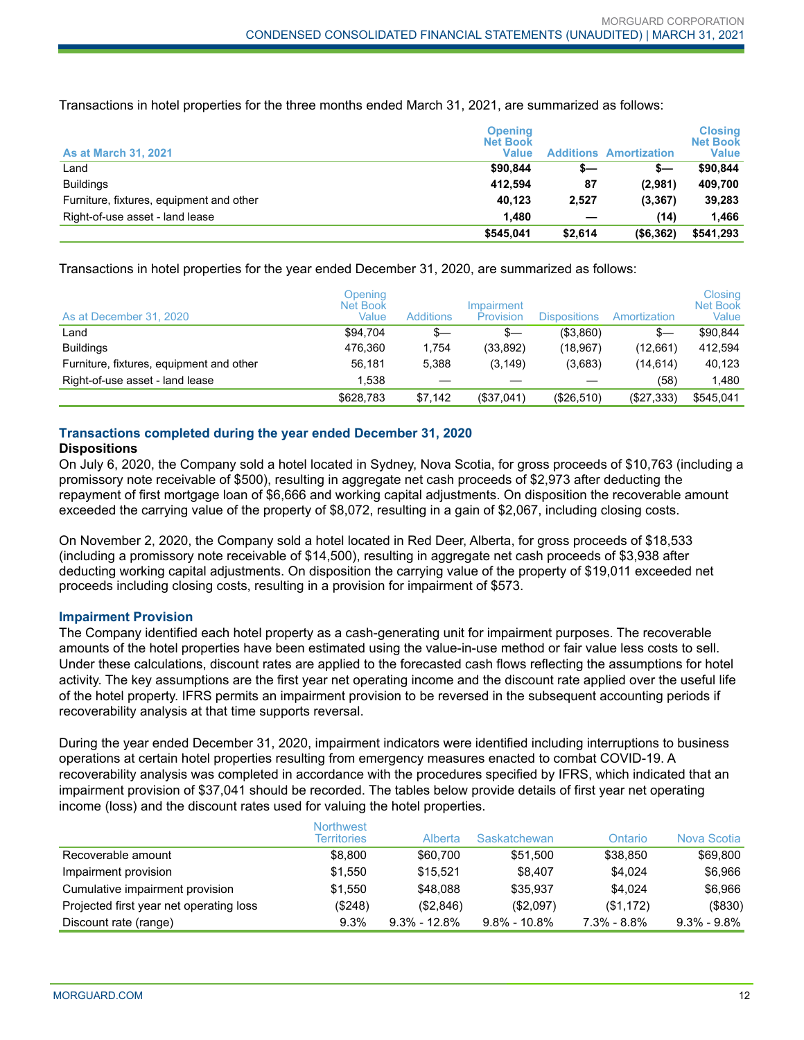Transactions in hotel properties for the three months ended March 31, 2021, are summarized as follows:

| As at March 31, 2021 | Opening Net Book Value | Additions | Amortization | Closing Net Book Value |
|---|---|---|---|---|
| Land | **$90,844** | **$—** | **$—** | **$90,844** |
| Buildings | **412,594** | **87** | **(2,981)** | **409,700** |
| Furniture, fixtures, equipment and other | **40,123** | **2,527** | **(3,367)** | **39,283** |
| Right-of-use asset - land lease | **1,480** | **—** | **(14)** | **1,466** |
| | **$545,041** | **$2,614** | **($6,362)** | **$541,293** |

Transactions in hotel properties for the year ended December 31, 2020, are summarized as follows:

| As at December 31, 2020 | Opening Net Book Value | Additions | Impairment Provision | Dispositions | Amortization | Closing Net Book Value |
|---|---|---|---|---|---|---|
| Land | $94,704 | $— | $— | ($3,860) | $— | $90,844 |
| Buildings | 476,360 | 1,754 | (33,892) | (18,967) | (12,661) | 412,594 |
| Furniture, fixtures, equipment and other | 56,181 | 5,388 | (3,149) | (3,683) | (14,614) | 40,123 |
| Right-of-use asset - land lease | 1,538 | — | — | — | (58) | 1,480 |
| | $628,783 | $7,142 | ($37,041) | ($26,510) | ($27,333) | $545,041 |

## Transactions completed during the year ended December 31, 2020

**Dispositions**

On July 6, 2020, the Company sold a hotel located in Sydney, Nova Scotia, for gross proceeds of $10,763 (including a promissory note receivable of $500), resulting in aggregate net cash proceeds of $2,973 after deducting the repayment of first mortgage loan of $6,666 and working capital adjustments. On disposition the recoverable amount exceeded the carrying value of the property of $8,072, resulting in a gain of $2,067, including closing costs.

On November 2, 2020, the Company sold a hotel located in Red Deer, Alberta, for gross proceeds of $18,533 (including a promissory note receivable of $14,500), resulting in aggregate net cash proceeds of $3,938 after deducting working capital adjustments. On disposition the carrying value of the property of $19,011 exceeded net proceeds including closing costs, resulting in a provision for impairment of $573.

### Impairment Provision

The Company identified each hotel property as a cash-generating unit for impairment purposes. The recoverable amounts of the hotel properties have been estimated using the value-in-use method or fair value less costs to sell. Under these calculations, discount rates are applied to the forecasted cash flows reflecting the assumptions for hotel activity. The key assumptions are the first year net operating income and the discount rate applied over the useful life of the hotel property. IFRS permits an impairment provision to be reversed in the subsequent accounting periods if recoverability analysis at that time supports reversal.

During the year ended December 31, 2020, impairment indicators were identified including interruptions to business operations at certain hotel properties resulting from emergency measures enacted to combat COVID-19. A recoverability analysis was completed in accordance with the procedures specified by IFRS, which indicated that an impairment provision of $37,041 should be recorded. The tables below provide details of first year net operating income (loss) and the discount rates used for valuing the hotel properties.

| | Northwest Territories | Alberta | Saskatchewan | Ontario | Nova Scotia |
|---|---|---|---|---|---|
| Recoverable amount | $8,800 | $60,700 | $51,500 | $38,850 | $69,800 |
| Impairment provision | $1,550 | $15,521 | $8,407 | $4,024 | $6,966 |
| Cumulative impairment provision | $1,550 | $48,088 | $35,937 | $4,024 | $6,966 |
| Projected first year net operating loss | ($248) | ($2,846) | ($2,097) | ($1,172) | ($830) |
| Discount rate (range) | 9.3% | 9.3% - 12.8% | 9.8% - 10.8% | 7.3% - 8.8% | 9.3% - 9.8% |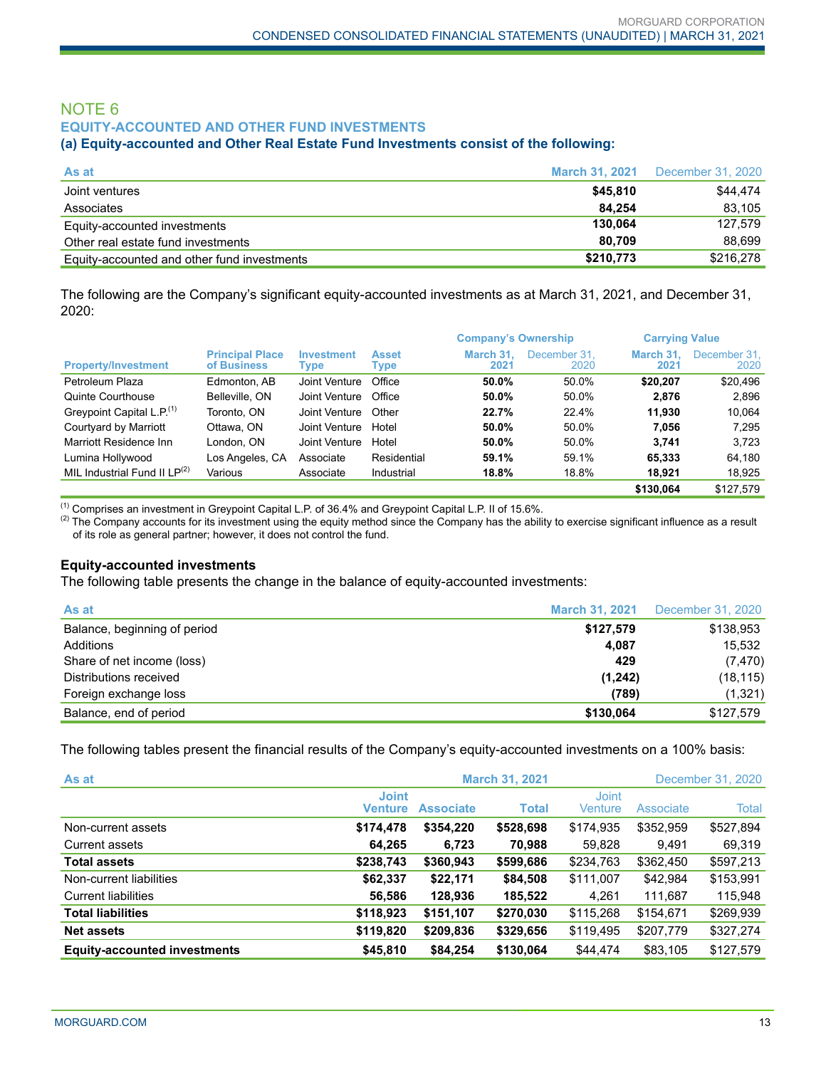## NOTE 6

### EQUITY-ACCOUNTED AND OTHER FUND INVESTMENTS

#### (a) Equity-accounted and Other Real Estate Fund Investments consist of the following:

| As at | March 31, 2021 | December 31, 2020 |
|---|---|---|
| Joint ventures | **$45,810** | $44,474 |
| Associates | **84,254** | 83,105 |
| Equity-accounted investments | **130,064** | 127,579 |
| Other real estate fund investments | **80,709** | 88,699 |
| Equity-accounted and other fund investments | **$210,773** | $216,278 |

The following are the Company's significant equity-accounted investments as at March 31, 2021, and December 31, 2020:

| | | | | Company's Ownership | | Carrying Value | |
|---|---|---|---|---|---|---|---|
| Property/Investment | Principal Place of Business | Investment Type | Asset Type | March 31, 2021 | December 31, 2020 | March 31, 2021 | December 31, 2020 |
| Petroleum Plaza | Edmonton, AB | Joint Venture | Office | **50.0%** | 50.0% | **$20,207** | $20,496 |
| Quinte Courthouse | Belleville, ON | Joint Venture | Office | **50.0%** | 50.0% | **2,876** | 2,896 |
| Greypoint Capital L.P.[1] | Toronto, ON | Joint Venture | Other | **22.7%** | 22.4% | **11,930** | 10,064 |
| Courtyard by Marriott | Ottawa, ON | Joint Venture | Hotel | **50.0%** | 50.0% | **7,056** | 7,295 |
| Marriott Residence Inn | London, ON | Joint Venture | Hotel | **50.0%** | 50.0% | **3,741** | 3,723 |
| Lumina Hollywood | Los Angeles, CA | Associate | Residential | **59.1%** | 59.1% | **65,333** | 64,180 |
| MIL Industrial Fund II LP[2] | Various | Associate | Industrial | **18.8%** | 18.8% | **18,921** | 18,925 |
| | | | | | | **$130,064** | $127,579 |

[1] Comprises an investment in Greypoint Capital L.P. of 36.4% and Greypoint Capital L.P. II of 15.6%.
[2] The Company accounts for its investment using the equity method since the Company has the ability to exercise significant influence as a result of its role as general partner; however, it does not control the fund.

### Equity-accounted investments

The following table presents the change in the balance of equity-accounted investments:

| As at | March 31, 2021 | December 31, 2020 |
|---|---|---|
| Balance, beginning of period | **$127,579** | $138,953 |
| Additions | **4,087** | 15,532 |
| Share of net income (loss) | **429** | (7,470) |
| Distributions received | **(1,242)** | (18,115) |
| Foreign exchange loss | **(789)** | (1,321) |
| Balance, end of period | **$130,064** | $127,579 |

The following tables present the financial results of the Company's equity-accounted investments on a 100% basis:

| As at | March 31, 2021 | | | December 31, 2020 | | |
|---|---|---|---|---|---|---|
| | Joint Venture | Associate | Total | Joint Venture | Associate | Total |
| Non-current assets | **$174,478** | **$354,220** | **$528,698** | $174,935 | $352,959 | $527,894 |
| Current assets | **64,265** | **6,723** | **70,988** | 59,828 | 9,491 | 69,319 |
| **Total assets** | **$238,743** | **$360,943** | **$599,686** | $234,763 | $362,450 | $597,213 |
| Non-current liabilities | **$62,337** | **$22,171** | **$84,508** | $111,007 | $42,984 | $153,991 |
| Current liabilities | **56,586** | **128,936** | **185,522** | 4,261 | 111,687 | 115,948 |
| **Total liabilities** | **$118,923** | **$151,107** | **$270,030** | $115,268 | $154,671 | $269,939 |
| **Net assets** | **$119,820** | **$209,836** | **$329,656** | $119,495 | $207,779 | $327,274 |
| **Equity-accounted investments** | **$45,810** | **$84,254** | **$130,064** | $44,474 | $83,105 | $127,579 |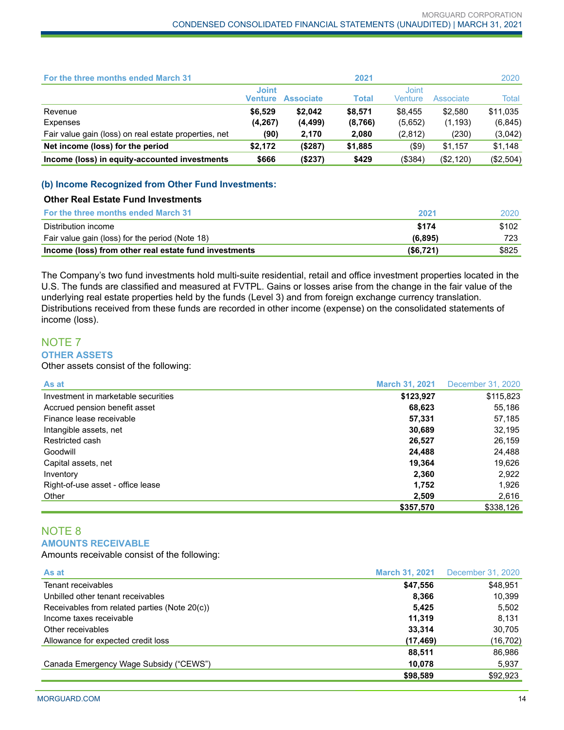| For the three months ended March 31 | | | 2021 | | | 2020 |
|---|---|---|---|---|---|---|
| | Joint Venture | Associate | Total | Joint Venture | Associate | Total |
| Revenue | **$6,529** | **$2,042** | **$8,571** | $8,455 | $2,580 | $11,035 |
| Expenses | **(4,267)** | **(4,499)** | **(8,766)** | (5,652) | (1,193) | (6,845) |
| Fair value gain (loss) on real estate properties, net | **(90)** | **2,170** | **2,080** | (2,812) | (230) | (3,042) |
| **Net income (loss) for the period** | **$2,172** | **($287)** | **$1,885** | ($9) | $1,157 | $1,148 |
| **Income (loss) in equity-accounted investments** | **$666** | **($237)** | **$429** | ($384) | ($2,120) | ($2,504) |

### (b) Income Recognized from Other Fund Investments:

**Other Real Estate Fund Investments**

| For the three months ended March 31 | 2021 | 2020 |
|---|---|---|
| Distribution income | **$174** | $102 |
| Fair value gain (loss) for the period (Note 18) | **(6,895)** | 723 |
| **Income (loss) from other real estate fund investments** | **($6,721)** | $825 |

The Company's two fund investments hold multi-suite residential, retail and office investment properties located in the U.S. The funds are classified and measured at FVTPL. Gains or losses arise from the change in the fair value of the underlying real estate properties held by the funds (Level 3) and from foreign exchange currency translation. Distributions received from these funds are recorded in other income (expense) on the consolidated statements of income (loss).

## NOTE 7
### OTHER ASSETS

Other assets consist of the following:

| As at | March 31, 2021 | December 31, 2020 |
|---|---|---|
| Investment in marketable securities | **$123,927** | $115,823 |
| Accrued pension benefit asset | **68,623** | 55,186 |
| Finance lease receivable | **57,331** | 57,185 |
| Intangible assets, net | **30,689** | 32,195 |
| Restricted cash | **26,527** | 26,159 |
| Goodwill | **24,488** | 24,488 |
| Capital assets, net | **19,364** | 19,626 |
| Inventory | **2,360** | 2,922 |
| Right-of-use asset - office lease | **1,752** | 1,926 |
| Other | **2,509** | 2,616 |
| | **$357,570** | $338,126 |

## NOTE 8
### AMOUNTS RECEIVABLE

Amounts receivable consist of the following:

| As at | March 31, 2021 | December 31, 2020 |
|---|---|---|
| Tenant receivables | **$47,556** | $48,951 |
| Unbilled other tenant receivables | **8,366** | 10,399 |
| Receivables from related parties (Note 20(c)) | **5,425** | 5,502 |
| Income taxes receivable | **11,319** | 8,131 |
| Other receivables | **33,314** | 30,705 |
| Allowance for expected credit loss | **(17,469)** | (16,702) |
| | **88,511** | 86,986 |
| Canada Emergency Wage Subsidy ("CEWS") | **10,078** | 5,937 |
| | **$98,589** | $92,923 |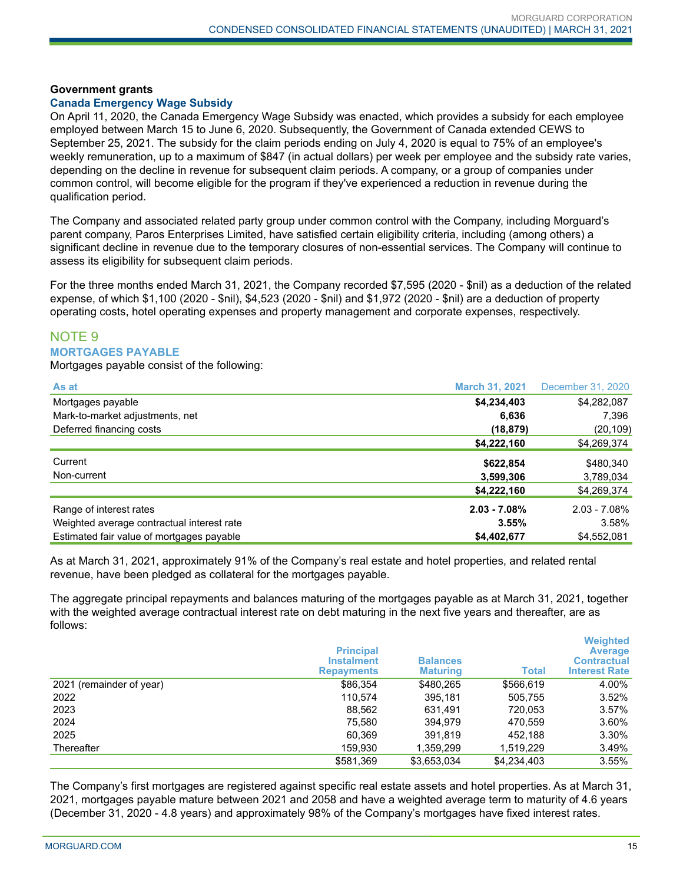**Government grants**

**Canada Emergency Wage Subsidy**

On April 11, 2020, the Canada Emergency Wage Subsidy was enacted, which provides a subsidy for each employee employed between March 15 to June 6, 2020. Subsequently, the Government of Canada extended CEWS to September 25, 2021. The subsidy for the claim periods ending on July 4, 2020 is equal to 75% of an employee's weekly remuneration, up to a maximum of $847 (in actual dollars) per week per employee and the subsidy rate varies, depending on the decline in revenue for subsequent claim periods. A company, or a group of companies under common control, will become eligible for the program if they've experienced a reduction in revenue during the qualification period.

The Company and associated related party group under common control with the Company, including Morguard's parent company, Paros Enterprises Limited, have satisfied certain eligibility criteria, including (among others) a significant decline in revenue due to the temporary closures of non-essential services. The Company will continue to assess its eligibility for subsequent claim periods.

For the three months ended March 31, 2021, the Company recorded $7,595 (2020 - $nil) as a deduction of the related expense, of which $1,100 (2020 - $nil), $4,523 (2020 - $nil) and $1,972 (2020 - $nil) are a deduction of property operating costs, hotel operating expenses and property management and corporate expenses, respectively.

## NOTE 9

### MORTGAGES PAYABLE

Mortgages payable consist of the following:

| As at | March 31, 2021 | December 31, 2020 |
|---|---|---|
| Mortgages payable | **$4,234,403** | $4,282,087 |
| Mark-to-market adjustments, net | **6,636** | 7,396 |
| Deferred financing costs | **(18,879)** | (20,109) |
| | **$4,222,160** | $4,269,374 |
| Current | **$622,854** | $480,340 |
| Non-current | **3,599,306** | 3,789,034 |
| | **$4,222,160** | $4,269,374 |
| Range of interest rates | **2.03 - 7.08%** | 2.03 - 7.08% |
| Weighted average contractual interest rate | **3.55%** | 3.58% |
| Estimated fair value of mortgages payable | **$4,402,677** | $4,552,081 |

As at March 31, 2021, approximately 91% of the Company's real estate and hotel properties, and related rental revenue, have been pledged as collateral for the mortgages payable.

The aggregate principal repayments and balances maturing of the mortgages payable as at March 31, 2021, together with the weighted average contractual interest rate on debt maturing in the next five years and thereafter, are as follows:

| | Principal Instalment Repayments | Balances Maturing | Total | Weighted Average Contractual Interest Rate |
|---|---|---|---|---|
| 2021 (remainder of year) | $86,354 | $480,265 | $566,619 | 4.00% |
| 2022 | 110,574 | 395,181 | 505,755 | 3.52% |
| 2023 | 88,562 | 631,491 | 720,053 | 3.57% |
| 2024 | 75,580 | 394,979 | 470,559 | 3.60% |
| 2025 | 60,369 | 391,819 | 452,188 | 3.30% |
| Thereafter | 159,930 | 1,359,299 | 1,519,229 | 3.49% |
| | $581,369 | $3,653,034 | $4,234,403 | 3.55% |

The Company's first mortgages are registered against specific real estate assets and hotel properties. As at March 31, 2021, mortgages payable mature between 2021 and 2058 and have a weighted average term to maturity of 4.6 years (December 31, 2020 - 4.8 years) and approximately 98% of the Company's mortgages have fixed interest rates.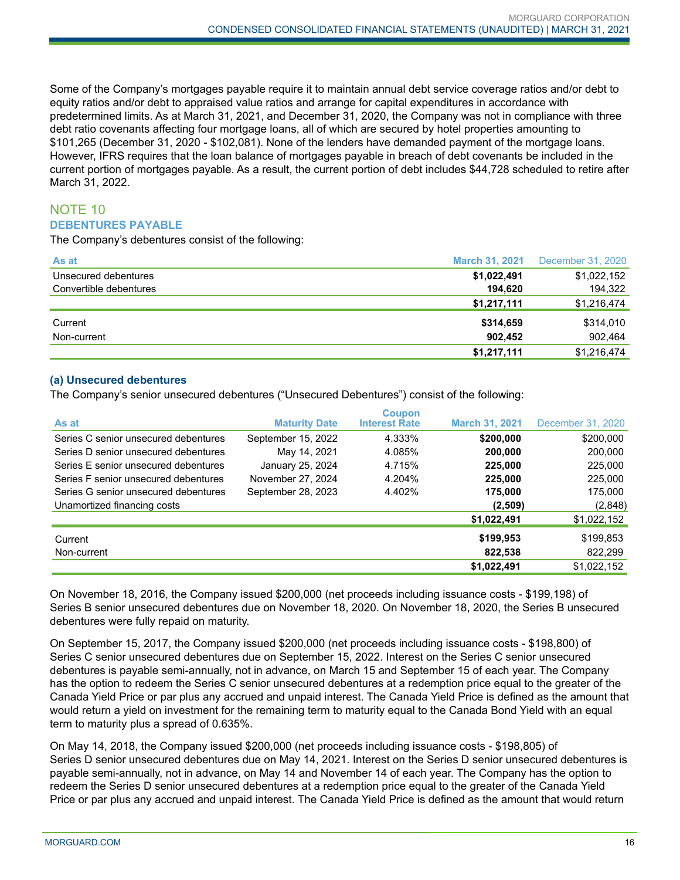Some of the Company's mortgages payable require it to maintain annual debt service coverage ratios and/or debt to equity ratios and/or debt to appraised value ratios and arrange for capital expenditures in accordance with predetermined limits. As at March 31, 2021, and December 31, 2020, the Company was not in compliance with three debt ratio covenants affecting four mortgage loans, all of which are secured by hotel properties amounting to $101,265 (December 31, 2020 - $102,081). None of the lenders have demanded payment of the mortgage loans. However, IFRS requires that the loan balance of mortgages payable in breach of debt covenants be included in the current portion of mortgages payable. As a result, the current portion of debt includes $44,728 scheduled to retire after March 31, 2022.

## NOTE 10

### DEBENTURES PAYABLE

The Company's debentures consist of the following:

| As at | March 31, 2021 | December 31, 2020 |
|---|---|---|
| Unsecured debentures | **$1,022,491** | $1,022,152 |
| Convertible debentures | **194,620** | 194,322 |
| | **$1,217,111** | $1,216,474 |
| Current | **$314,659** | $314,010 |
| Non-current | **902,452** | 902,464 |
| | **$1,217,111** | $1,216,474 |

#### (a) Unsecured debentures

The Company's senior unsecured debentures ("Unsecured Debentures") consist of the following:

| As at | Maturity Date | Coupon Interest Rate | March 31, 2021 | December 31, 2020 |
|---|---|---|---|---|
| Series C senior unsecured debentures | September 15, 2022 | 4.333% | **$200,000** | $200,000 |
| Series D senior unsecured debentures | May 14, 2021 | 4.085% | **200,000** | 200,000 |
| Series E senior unsecured debentures | January 25, 2024 | 4.715% | **225,000** | 225,000 |
| Series F senior unsecured debentures | November 27, 2024 | 4.204% | **225,000** | 225,000 |
| Series G senior unsecured debentures | September 28, 2023 | 4.402% | **175,000** | 175,000 |
| Unamortized financing costs | | | **(2,509)** | (2,848) |
| | | | **$1,022,491** | $1,022,152 |
| Current | | | **$199,953** | $199,853 |
| Non-current | | | **822,538** | 822,299 |
| | | | **$1,022,491** | $1,022,152 |

On November 18, 2016, the Company issued $200,000 (net proceeds including issuance costs - $199,198) of Series B senior unsecured debentures due on November 18, 2020. On November 18, 2020, the Series B unsecured debentures were fully repaid on maturity.

On September 15, 2017, the Company issued $200,000 (net proceeds including issuance costs - $198,800) of Series C senior unsecured debentures due on September 15, 2022. Interest on the Series C senior unsecured debentures is payable semi-annually, not in advance, on March 15 and September 15 of each year. The Company has the option to redeem the Series C senior unsecured debentures at a redemption price equal to the greater of the Canada Yield Price or par plus any accrued and unpaid interest. The Canada Yield Price is defined as the amount that would return a yield on investment for the remaining term to maturity equal to the Canada Bond Yield with an equal term to maturity plus a spread of 0.635%.

On May 14, 2018, the Company issued $200,000 (net proceeds including issuance costs - $198,805) of Series D senior unsecured debentures due on May 14, 2021. Interest on the Series D senior unsecured debentures is payable semi-annually, not in advance, on May 14 and November 14 of each year. The Company has the option to redeem the Series D senior unsecured debentures at a redemption price equal to the greater of the Canada Yield Price or par plus any accrued and unpaid interest. The Canada Yield Price is defined as the amount that would return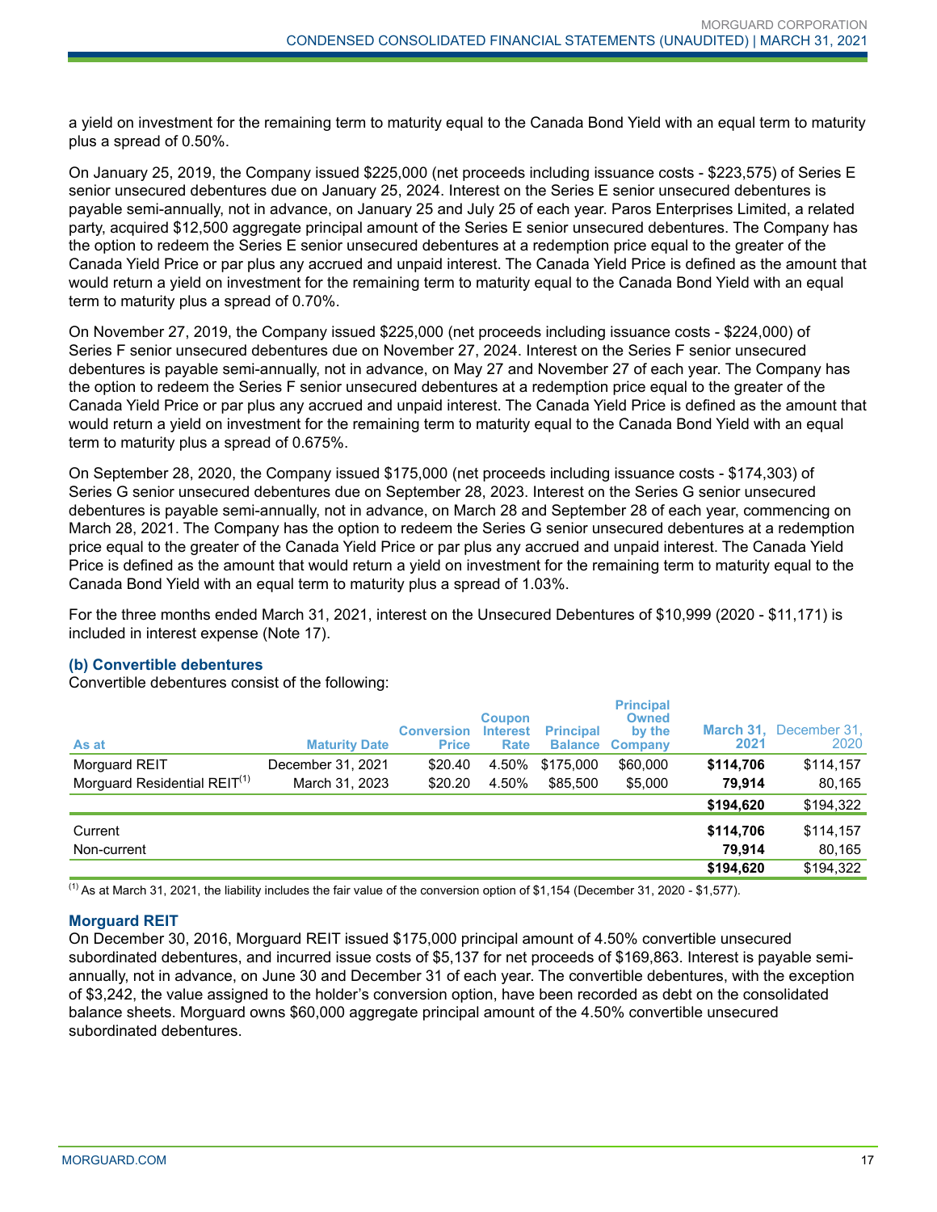a yield on investment for the remaining term to maturity equal to the Canada Bond Yield with an equal term to maturity plus a spread of 0.50%.

On January 25, 2019, the Company issued $225,000 (net proceeds including issuance costs - $223,575) of Series E senior unsecured debentures due on January 25, 2024. Interest on the Series E senior unsecured debentures is payable semi-annually, not in advance, on January 25 and July 25 of each year. Paros Enterprises Limited, a related party, acquired $12,500 aggregate principal amount of the Series E senior unsecured debentures. The Company has the option to redeem the Series E senior unsecured debentures at a redemption price equal to the greater of the Canada Yield Price or par plus any accrued and unpaid interest. The Canada Yield Price is defined as the amount that would return a yield on investment for the remaining term to maturity equal to the Canada Bond Yield with an equal term to maturity plus a spread of 0.70%.

On November 27, 2019, the Company issued $225,000 (net proceeds including issuance costs - $224,000) of Series F senior unsecured debentures due on November 27, 2024. Interest on the Series F senior unsecured debentures is payable semi-annually, not in advance, on May 27 and November 27 of each year. The Company has the option to redeem the Series F senior unsecured debentures at a redemption price equal to the greater of the Canada Yield Price or par plus any accrued and unpaid interest. The Canada Yield Price is defined as the amount that would return a yield on investment for the remaining term to maturity equal to the Canada Bond Yield with an equal term to maturity plus a spread of 0.675%.

On September 28, 2020, the Company issued $175,000 (net proceeds including issuance costs - $174,303) of Series G senior unsecured debentures due on September 28, 2023. Interest on the Series G senior unsecured debentures is payable semi-annually, not in advance, on March 28 and September 28 of each year, commencing on March 28, 2021. The Company has the option to redeem the Series G senior unsecured debentures at a redemption price equal to the greater of the Canada Yield Price or par plus any accrued and unpaid interest. The Canada Yield Price is defined as the amount that would return a yield on investment for the remaining term to maturity equal to the Canada Bond Yield with an equal term to maturity plus a spread of 1.03%.

For the three months ended March 31, 2021, interest on the Unsecured Debentures of $10,999 (2020 - $11,171) is included in interest expense (Note 17).

### (b) Convertible debentures

Convertible debentures consist of the following:

| As at | Maturity Date | Conversion Price | Coupon Interest Rate | Principal Balance | Principal Owned by the Company | March 31, 2021 | December 31, 2020 |
|---|---|---|---|---|---|---|---|
| Morguard REIT | December 31, 2021 | $20.40 | 4.50% | $175,000 | $60,000 | **$114,706** | $114,157 |
| Morguard Residential REIT[(1)] | March 31, 2023 | $20.20 | 4.50% | $85,500 | $5,000 | **79,914** | 80,165 |
| | | | | | | **$194,620** | $194,322 |
| Current | | | | | | **$114,706** | $114,157 |
| Non-current | | | | | | **79,914** | 80,165 |
| | | | | | | **$194,620** | $194,322 |

(1) As at March 31, 2021, the liability includes the fair value of the conversion option of $1,154 (December 31, 2020 - $1,577).

### Morguard REIT

On December 30, 2016, Morguard REIT issued $175,000 principal amount of 4.50% convertible unsecured subordinated debentures, and incurred issue costs of $5,137 for net proceeds of $169,863. Interest is payable semi-annually, not in advance, on June 30 and December 31 of each year. The convertible debentures, with the exception of $3,242, the value assigned to the holder's conversion option, have been recorded as debt on the consolidated balance sheets. Morguard owns $60,000 aggregate principal amount of the 4.50% convertible unsecured subordinated debentures.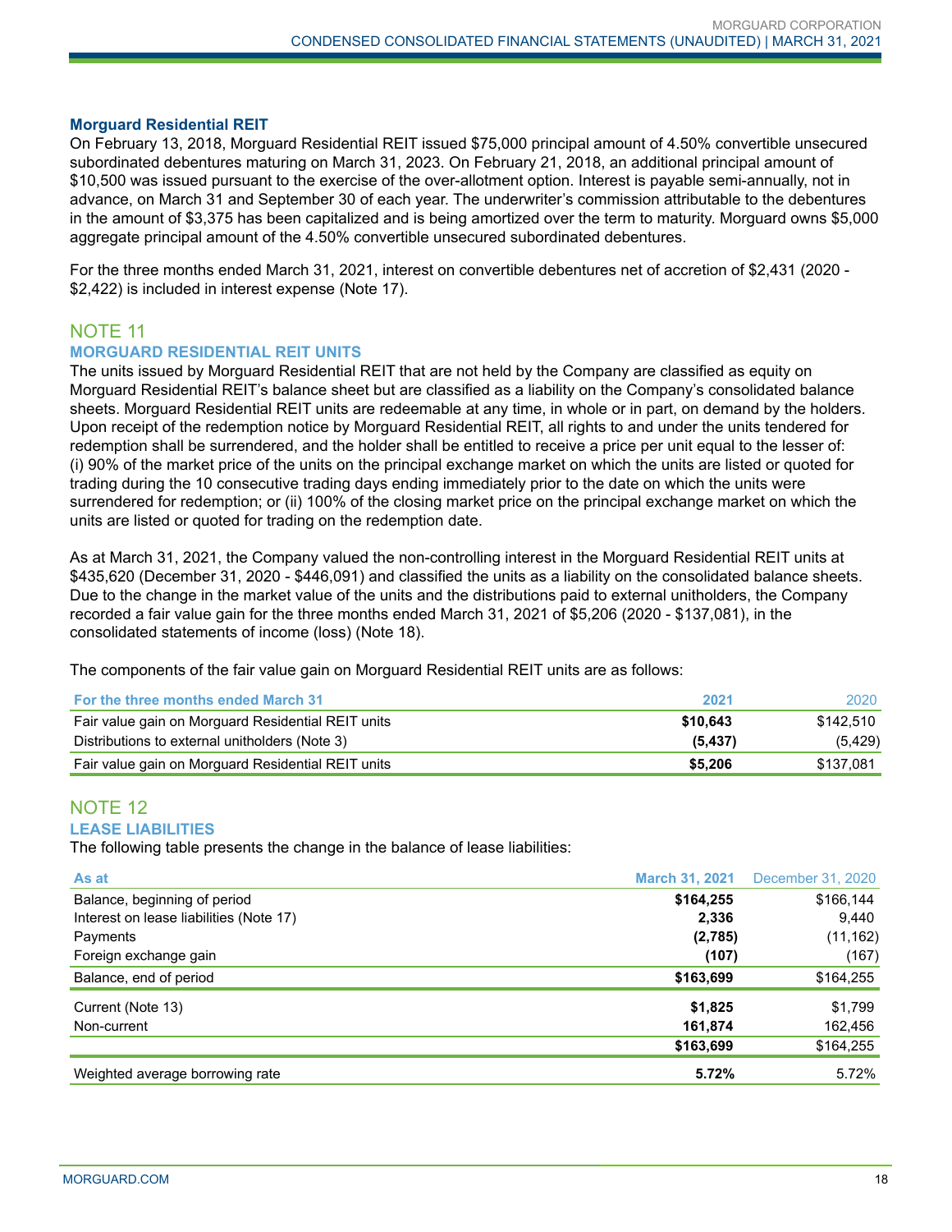### Morguard Residential REIT

On February 13, 2018, Morguard Residential REIT issued $75,000 principal amount of 4.50% convertible unsecured subordinated debentures maturing on March 31, 2023. On February 21, 2018, an additional principal amount of $10,500 was issued pursuant to the exercise of the over-allotment option. Interest is payable semi-annually, not in advance, on March 31 and September 30 of each year. The underwriter's commission attributable to the debentures in the amount of $3,375 has been capitalized and is being amortized over the term to maturity. Morguard owns $5,000 aggregate principal amount of the 4.50% convertible unsecured subordinated debentures.

For the three months ended March 31, 2021, interest on convertible debentures net of accretion of $2,431 (2020 - $2,422) is included in interest expense (Note 17).

## NOTE 11

### MORGUARD RESIDENTIAL REIT UNITS

The units issued by Morguard Residential REIT that are not held by the Company are classified as equity on Morguard Residential REIT's balance sheet but are classified as a liability on the Company's consolidated balance sheets. Morguard Residential REIT units are redeemable at any time, in whole or in part, on demand by the holders. Upon receipt of the redemption notice by Morguard Residential REIT, all rights to and under the units tendered for redemption shall be surrendered, and the holder shall be entitled to receive a price per unit equal to the lesser of: (i) 90% of the market price of the units on the principal exchange market on which the units are listed or quoted for trading during the 10 consecutive trading days ending immediately prior to the date on which the units were surrendered for redemption; or (ii) 100% of the closing market price on the principal exchange market on which the units are listed or quoted for trading on the redemption date.

As at March 31, 2021, the Company valued the non-controlling interest in the Morguard Residential REIT units at $435,620 (December 31, 2020 - $446,091) and classified the units as a liability on the consolidated balance sheets. Due to the change in the market value of the units and the distributions paid to external unitholders, the Company recorded a fair value gain for the three months ended March 31, 2021 of $5,206 (2020 - $137,081), in the consolidated statements of income (loss) (Note 18).

The components of the fair value gain on Morguard Residential REIT units are as follows:

| For the three months ended March 31 | 2021 | 2020 |
|---|---|---|
| Fair value gain on Morguard Residential REIT units | **$10,643** | $142,510 |
| Distributions to external unitholders (Note 3) | **(5,437)** | (5,429) |
| Fair value gain on Morguard Residential REIT units | **$5,206** | $137,081 |

## NOTE 12

### LEASE LIABILITIES

The following table presents the change in the balance of lease liabilities:

| As at | March 31, 2021 | December 31, 2020 |
|---|---|---|
| Balance, beginning of period | **$164,255** | $166,144 |
| Interest on lease liabilities (Note 17) | **2,336** | 9,440 |
| Payments | **(2,785)** | (11,162) |
| Foreign exchange gain | **(107)** | (167) |
| Balance, end of period | **$163,699** | $164,255 |
| Current (Note 13) | **$1,825** | $1,799 |
| Non-current | **161,874** | 162,456 |
| | **$163,699** | $164,255 |
| Weighted average borrowing rate | **5.72%** | 5.72% |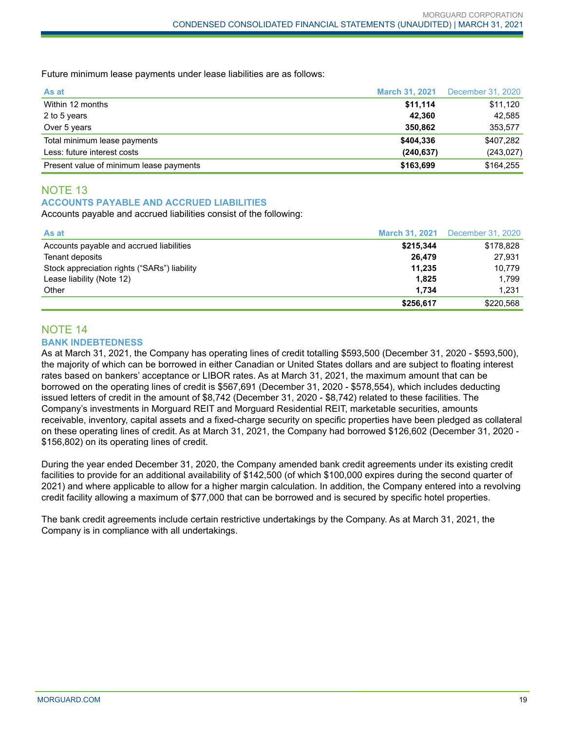Future minimum lease payments under lease liabilities are as follows:

| As at | March 31, 2021 | December 31, 2020 |
|---|---|---|
| Within 12 months | **$11,114** | $11,120 |
| 2 to 5 years | **42,360** | 42,585 |
| Over 5 years | **350,862** | 353,577 |
| Total minimum lease payments | **$404,336** | $407,282 |
| Less: future interest costs | **(240,637)** | (243,027) |
| Present value of minimum lease payments | **$163,699** | $164,255 |

## NOTE 13

### ACCOUNTS PAYABLE AND ACCRUED LIABILITIES

Accounts payable and accrued liabilities consist of the following:

| As at | March 31, 2021 | December 31, 2020 |
|---|---|---|
| Accounts payable and accrued liabilities | **$215,344** | $178,828 |
| Tenant deposits | **26,479** | 27,931 |
| Stock appreciation rights ("SARs") liability | **11,235** | 10,779 |
| Lease liability (Note 12) | **1,825** | 1,799 |
| Other | **1,734** | 1,231 |
| | **$256,617** | $220,568 |

## NOTE 14

### BANK INDEBTEDNESS

As at March 31, 2021, the Company has operating lines of credit totalling $593,500 (December 31, 2020 - $593,500), the majority of which can be borrowed in either Canadian or United States dollars and are subject to floating interest rates based on bankers' acceptance or LIBOR rates. As at March 31, 2021, the maximum amount that can be borrowed on the operating lines of credit is $567,691 (December 31, 2020 - $578,554), which includes deducting issued letters of credit in the amount of $8,742 (December 31, 2020 - $8,742) related to these facilities. The Company's investments in Morguard REIT and Morguard Residential REIT, marketable securities, amounts receivable, inventory, capital assets and a fixed-charge security on specific properties have been pledged as collateral on these operating lines of credit. As at March 31, 2021, the Company had borrowed $126,602 (December 31, 2020 - $156,802) on its operating lines of credit.

During the year ended December 31, 2020, the Company amended bank credit agreements under its existing credit facilities to provide for an additional availability of $142,500 (of which $100,000 expires during the second quarter of 2021) and where applicable to allow for a higher margin calculation. In addition, the Company entered into a revolving credit facility allowing a maximum of $77,000 that can be borrowed and is secured by specific hotel properties.

The bank credit agreements include certain restrictive undertakings by the Company. As at March 31, 2021, the Company is in compliance with all undertakings.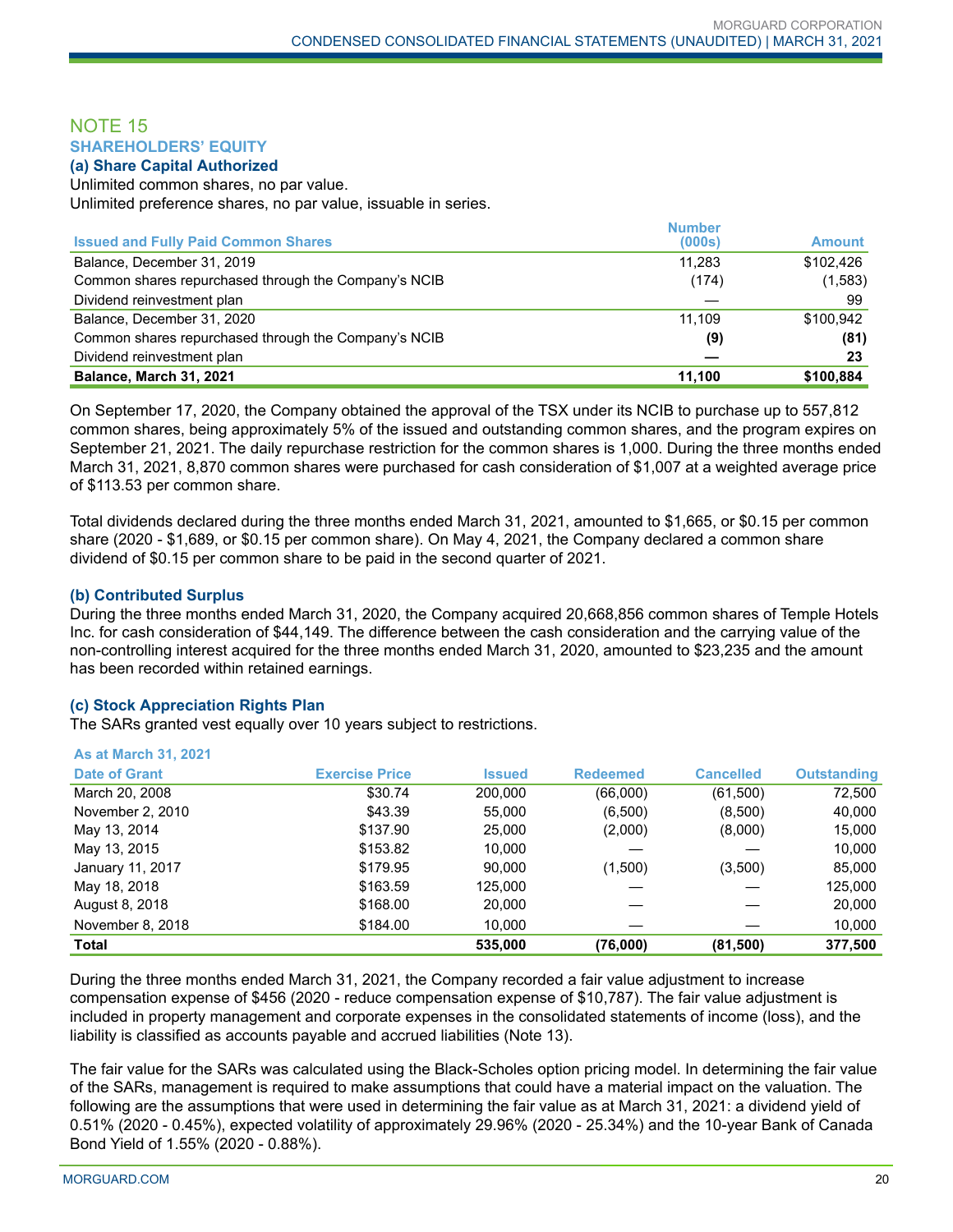## NOTE 15
### SHAREHOLDERS' EQUITY
#### (a) Share Capital Authorized

Unlimited common shares, no par value.
Unlimited preference shares, no par value, issuable in series.

| Issued and Fully Paid Common Shares | Number (000s) | Amount |
|---|---|---|
| Balance, December 31, 2019 | 11,283 | $102,426 |
| Common shares repurchased through the Company's NCIB | (174) | (1,583) |
| Dividend reinvestment plan | — | 99 |
| Balance, December 31, 2020 | 11,109 | $100,942 |
| Common shares repurchased through the Company's NCIB | **(9)** | **(81)** |
| Dividend reinvestment plan | **—** | **23** |
| **Balance, March 31, 2021** | **11,100** | **$100,884** |

On September 17, 2020, the Company obtained the approval of the TSX under its NCIB to purchase up to 557,812 common shares, being approximately 5% of the issued and outstanding common shares, and the program expires on September 21, 2021. The daily repurchase restriction for the common shares is 1,000. During the three months ended March 31, 2021, 8,870 common shares were purchased for cash consideration of $1,007 at a weighted average price of $113.53 per common share.

Total dividends declared during the three months ended March 31, 2021, amounted to $1,665, or $0.15 per common share (2020 - $1,689, or $0.15 per common share). On May 4, 2021, the Company declared a common share dividend of $0.15 per common share to be paid in the second quarter of 2021.

#### (b) Contributed Surplus

During the three months ended March 31, 2020, the Company acquired 20,668,856 common shares of Temple Hotels Inc. for cash consideration of $44,149. The difference between the cash consideration and the carrying value of the non-controlling interest acquired for the three months ended March 31, 2020, amounted to $23,235 and the amount has been recorded within retained earnings.

#### (c) Stock Appreciation Rights Plan

The SARs granted vest equally over 10 years subject to restrictions.

**As at March 31, 2021**

| Date of Grant | Exercise Price | Issued | Redeemed | Cancelled | Outstanding |
|---|---|---|---|---|---|
| March 20, 2008 | $30.74 | 200,000 | (66,000) | (61,500) | 72,500 |
| November 2, 2010 | $43.39 | 55,000 | (6,500) | (8,500) | 40,000 |
| May 13, 2014 | $137.90 | 25,000 | (2,000) | (8,000) | 15,000 |
| May 13, 2015 | $153.82 | 10,000 | — | — | 10,000 |
| January 11, 2017 | $179.95 | 90,000 | (1,500) | (3,500) | 85,000 |
| May 18, 2018 | $163.59 | 125,000 | — | — | 125,000 |
| August 8, 2018 | $168.00 | 20,000 | — | — | 20,000 |
| November 8, 2018 | $184.00 | 10,000 | — | — | 10,000 |
| **Total** | | **535,000** | **(76,000)** | **(81,500)** | **377,500** |

During the three months ended March 31, 2021, the Company recorded a fair value adjustment to increase compensation expense of $456 (2020 - reduce compensation expense of $10,787). The fair value adjustment is included in property management and corporate expenses in the consolidated statements of income (loss), and the liability is classified as accounts payable and accrued liabilities (Note 13).

The fair value for the SARs was calculated using the Black-Scholes option pricing model. In determining the fair value of the SARs, management is required to make assumptions that could have a material impact on the valuation. The following are the assumptions that were used in determining the fair value as at March 31, 2021: a dividend yield of 0.51% (2020 - 0.45%), expected volatility of approximately 29.96% (2020 - 25.34%) and the 10-year Bank of Canada Bond Yield of 1.55% (2020 - 0.88%).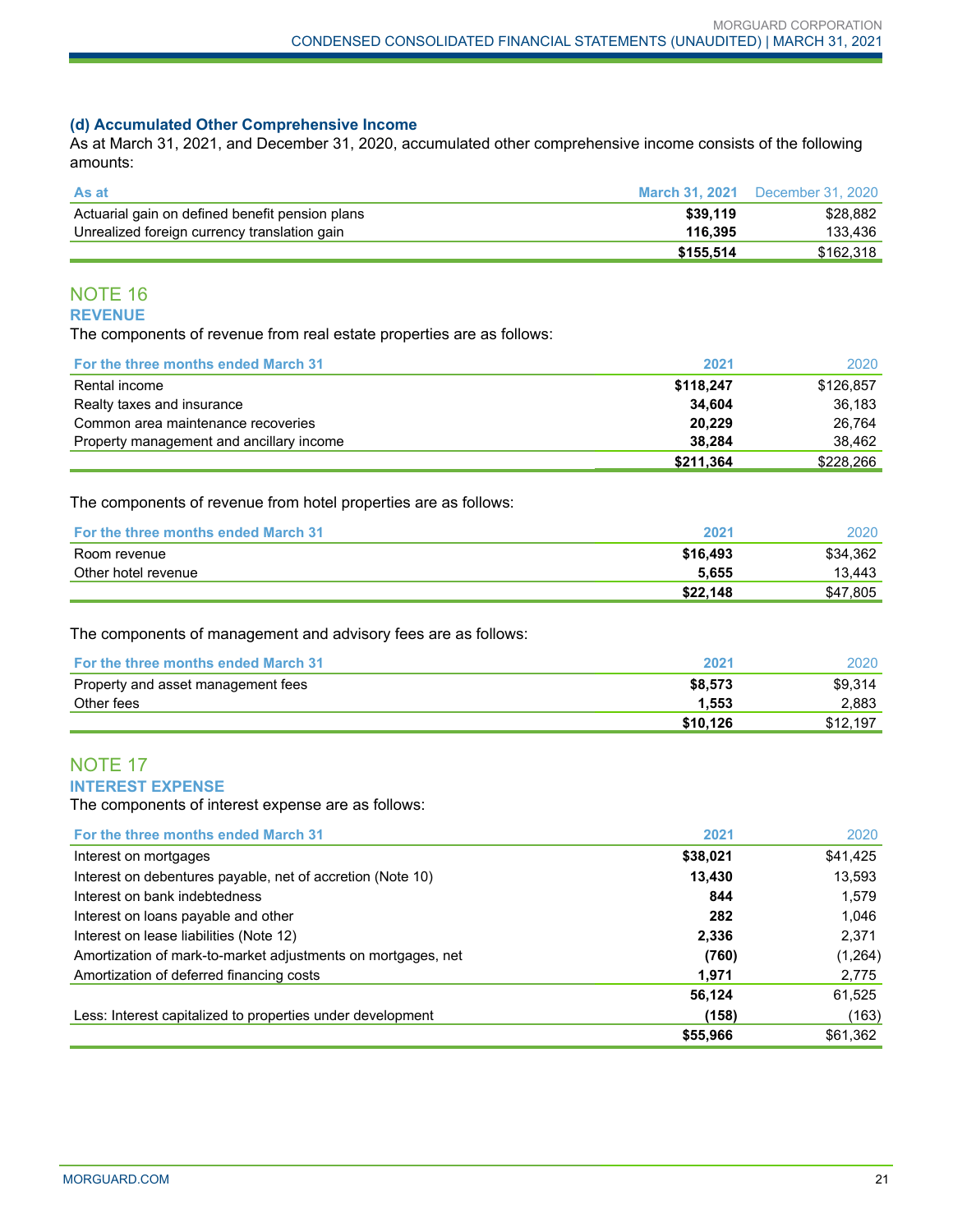### (d) Accumulated Other Comprehensive Income

As at March 31, 2021, and December 31, 2020, accumulated other comprehensive income consists of the following amounts:

| As at | March 31, 2021 | December 31, 2020 |
|---|---|---|
| Actuarial gain on defined benefit pension plans | **$39,119** | $28,882 |
| Unrealized foreign currency translation gain | **116,395** | 133,436 |
| | **$155,514** | $162,318 |

## NOTE 16

### REVENUE

The components of revenue from real estate properties are as follows:

| For the three months ended March 31 | 2021 | 2020 |
|---|---|---|
| Rental income | **$118,247** | $126,857 |
| Realty taxes and insurance | **34,604** | 36,183 |
| Common area maintenance recoveries | **20,229** | 26,764 |
| Property management and ancillary income | **38,284** | 38,462 |
| | **$211,364** | $228,266 |

The components of revenue from hotel properties are as follows:

| For the three months ended March 31 | 2021 | 2020 |
|---|---|---|
| Room revenue | **$16,493** | $34,362 |
| Other hotel revenue | **5,655** | 13,443 |
| | **$22,148** | $47,805 |

The components of management and advisory fees are as follows:

| For the three months ended March 31 | 2021 | 2020 |
|---|---|---|
| Property and asset management fees | **$8,573** | $9,314 |
| Other fees | **1,553** | 2,883 |
| | **$10,126** | $12,197 |

## NOTE 17

### INTEREST EXPENSE

The components of interest expense are as follows:

| For the three months ended March 31 | 2021 | 2020 |
|---|---|---|
| Interest on mortgages | **$38,021** | $41,425 |
| Interest on debentures payable, net of accretion (Note 10) | **13,430** | 13,593 |
| Interest on bank indebtedness | **844** | 1,579 |
| Interest on loans payable and other | **282** | 1,046 |
| Interest on lease liabilities (Note 12) | **2,336** | 2,371 |
| Amortization of mark-to-market adjustments on mortgages, net | **(760)** | (1,264) |
| Amortization of deferred financing costs | **1,971** | 2,775 |
| | **56,124** | 61,525 |
| Less: Interest capitalized to properties under development | **(158)** | (163) |
| | **$55,966** | $61,362 |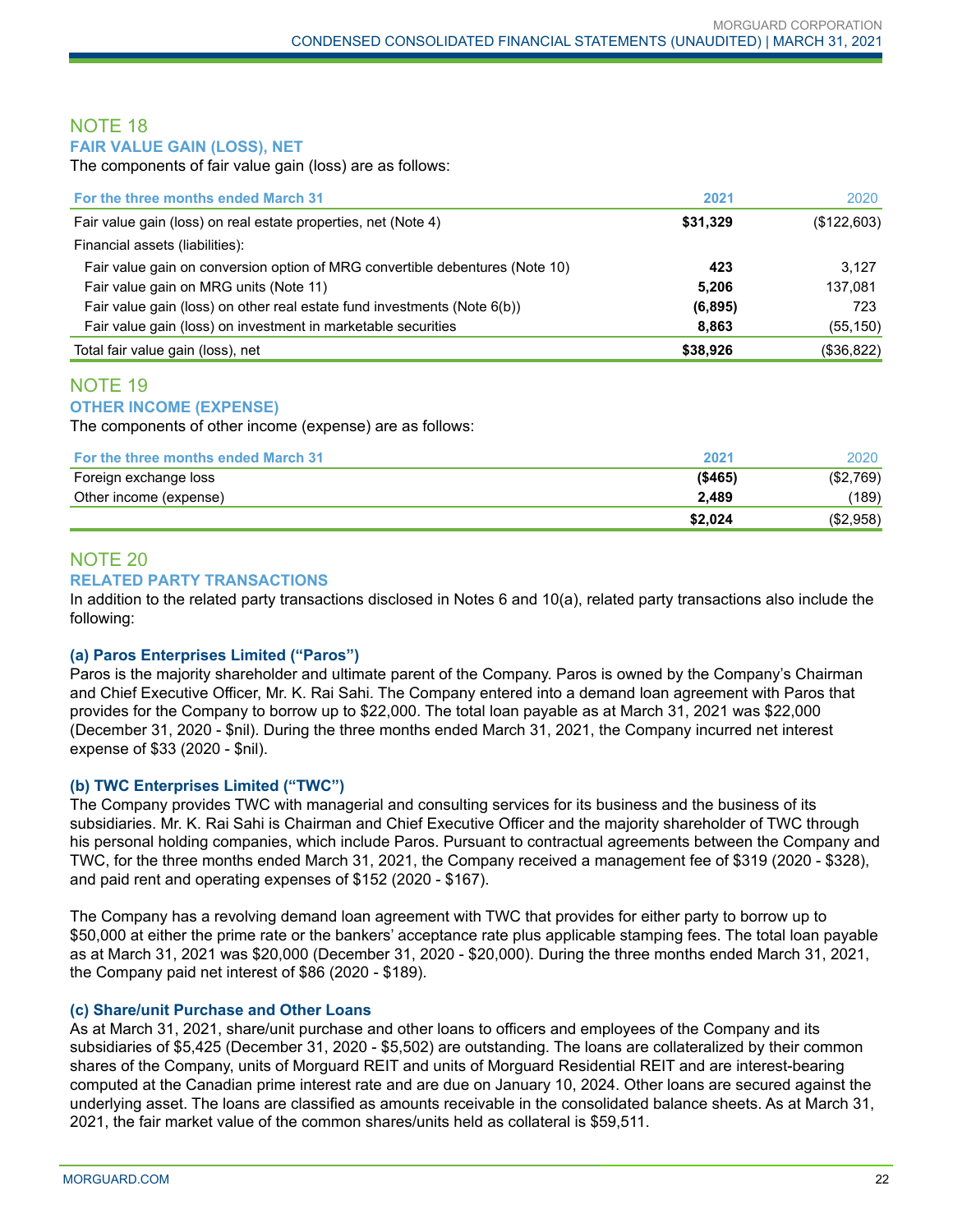## NOTE 18

### FAIR VALUE GAIN (LOSS), NET

The components of fair value gain (loss) are as follows:

| For the three months ended March 31 | 2021 | 2020 |
|---|---|---|
| Fair value gain (loss) on real estate properties, net (Note 4) | **$31,329** | ($122,603) |
| Financial assets (liabilities): | | |
| Fair value gain on conversion option of MRG convertible debentures (Note 10) | **423** | 3,127 |
| Fair value gain on MRG units (Note 11) | **5,206** | 137,081 |
| Fair value gain (loss) on other real estate fund investments (Note 6(b)) | **(6,895)** | 723 |
| Fair value gain (loss) on investment in marketable securities | **8,863** | (55,150) |
| Total fair value gain (loss), net | **$38,926** | ($36,822) |

## NOTE 19

### OTHER INCOME (EXPENSE)

The components of other income (expense) are as follows:

| For the three months ended March 31 | 2021 | 2020 |
|---|---|---|
| Foreign exchange loss | **($465)** | ($2,769) |
| Other income (expense) | **2,489** | (189) |
| | **$2,024** | ($2,958) |

## NOTE 20

### RELATED PARTY TRANSACTIONS

In addition to the related party transactions disclosed in Notes 6 and 10(a), related party transactions also include the following:

#### (a) Paros Enterprises Limited ("Paros")

Paros is the majority shareholder and ultimate parent of the Company. Paros is owned by the Company's Chairman and Chief Executive Officer, Mr. K. Rai Sahi. The Company entered into a demand loan agreement with Paros that provides for the Company to borrow up to $22,000. The total loan payable as at March 31, 2021 was $22,000 (December 31, 2020 - $nil). During the three months ended March 31, 2021, the Company incurred net interest expense of $33 (2020 - $nil).

#### (b) TWC Enterprises Limited ("TWC")

The Company provides TWC with managerial and consulting services for its business and the business of its subsidiaries. Mr. K. Rai Sahi is Chairman and Chief Executive Officer and the majority shareholder of TWC through his personal holding companies, which include Paros. Pursuant to contractual agreements between the Company and TWC, for the three months ended March 31, 2021, the Company received a management fee of $319 (2020 - $328), and paid rent and operating expenses of $152 (2020 - $167).

The Company has a revolving demand loan agreement with TWC that provides for either party to borrow up to $50,000 at either the prime rate or the bankers' acceptance rate plus applicable stamping fees. The total loan payable as at March 31, 2021 was $20,000 (December 31, 2020 - $20,000). During the three months ended March 31, 2021, the Company paid net interest of $86 (2020 - $189).

#### (c) Share/unit Purchase and Other Loans

As at March 31, 2021, share/unit purchase and other loans to officers and employees of the Company and its subsidiaries of $5,425 (December 31, 2020 - $5,502) are outstanding. The loans are collateralized by their common shares of the Company, units of Morguard REIT and units of Morguard Residential REIT and are interest-bearing computed at the Canadian prime interest rate and are due on January 10, 2024. Other loans are secured against the underlying asset. The loans are classified as amounts receivable in the consolidated balance sheets. As at March 31, 2021, the fair market value of the common shares/units held as collateral is $59,511.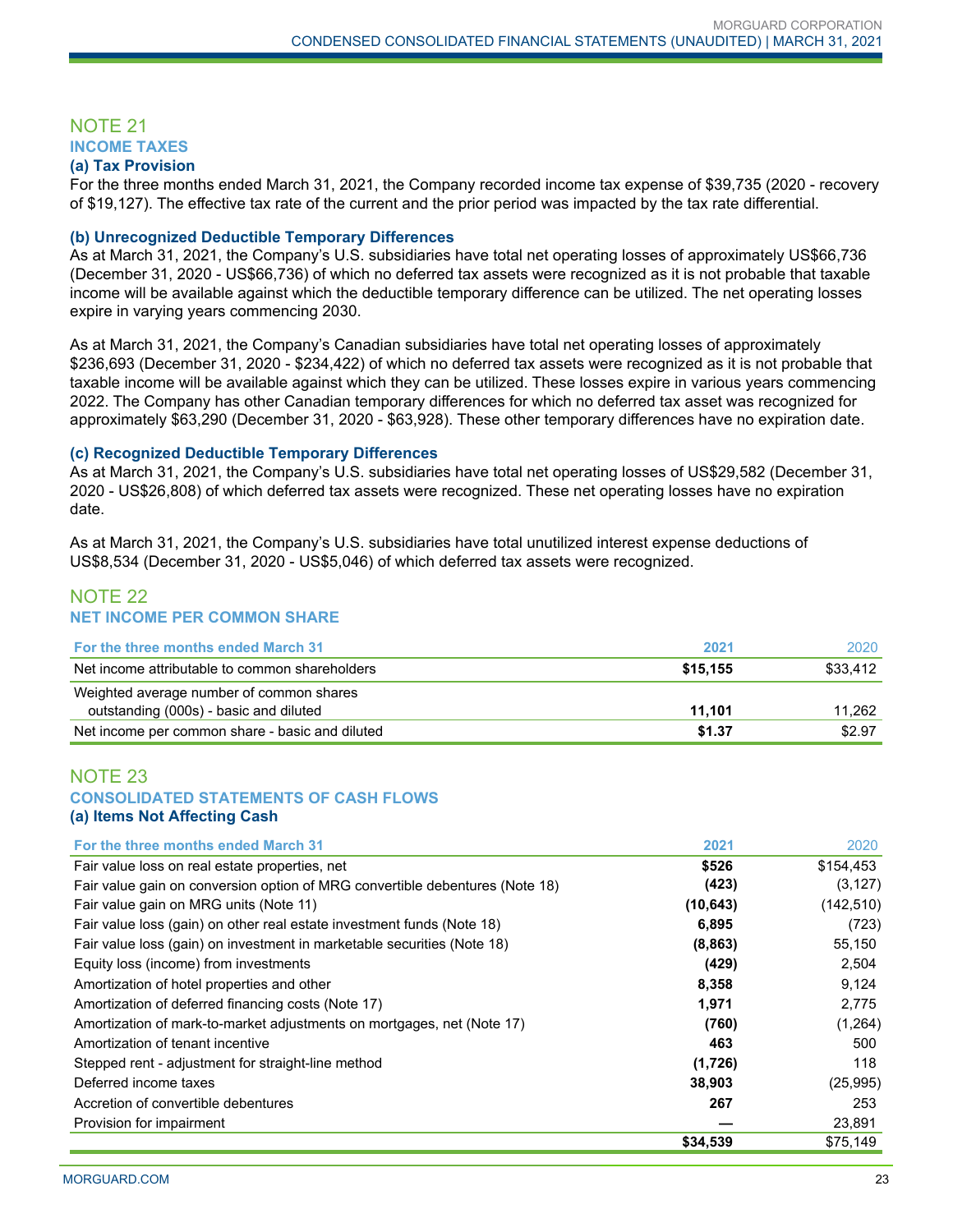## NOTE 21

### INCOME TAXES

#### (a) Tax Provision

For the three months ended March 31, 2021, the Company recorded income tax expense of $39,735 (2020 - recovery of $19,127). The effective tax rate of the current and the prior period was impacted by the tax rate differential.

#### (b) Unrecognized Deductible Temporary Differences

As at March 31, 2021, the Company's U.S. subsidiaries have total net operating losses of approximately US$66,736 (December 31, 2020 - US$66,736) of which no deferred tax assets were recognized as it is not probable that taxable income will be available against which the deductible temporary difference can be utilized. The net operating losses expire in varying years commencing 2030.

As at March 31, 2021, the Company's Canadian subsidiaries have total net operating losses of approximately $236,693 (December 31, 2020 - $234,422) of which no deferred tax assets were recognized as it is not probable that taxable income will be available against which they can be utilized. These losses expire in various years commencing 2022. The Company has other Canadian temporary differences for which no deferred tax asset was recognized for approximately $63,290 (December 31, 2020 - $63,928). These other temporary differences have no expiration date.

#### (c) Recognized Deductible Temporary Differences

As at March 31, 2021, the Company's U.S. subsidiaries have total net operating losses of US$29,582 (December 31, 2020 - US$26,808) of which deferred tax assets were recognized. These net operating losses have no expiration date.

As at March 31, 2021, the Company's U.S. subsidiaries have total unutilized interest expense deductions of US$8,534 (December 31, 2020 - US$5,046) of which deferred tax assets were recognized.

## NOTE 22

### NET INCOME PER COMMON SHARE

| For the three months ended March 31 | 2021 | 2020 |
|---|---|---|
| Net income attributable to common shareholders | **$15,155** | $33,412 |
| Weighted average number of common shares outstanding (000s) - basic and diluted | **11,101** | 11,262 |
| Net income per common share - basic and diluted | **$1.37** | $2.97 |

## NOTE 23

### CONSOLIDATED STATEMENTS OF CASH FLOWS

#### (a) Items Not Affecting Cash

| For the three months ended March 31 | 2021 | 2020 |
|---|---|---|
| Fair value loss on real estate properties, net | **$526** | $154,453 |
| Fair value gain on conversion option of MRG convertible debentures (Note 18) | **(423)** | (3,127) |
| Fair value gain on MRG units (Note 11) | **(10,643)** | (142,510) |
| Fair value loss (gain) on other real estate investment funds (Note 18) | **6,895** | (723) |
| Fair value loss (gain) on investment in marketable securities (Note 18) | **(8,863)** | 55,150 |
| Equity loss (income) from investments | **(429)** | 2,504 |
| Amortization of hotel properties and other | **8,358** | 9,124 |
| Amortization of deferred financing costs (Note 17) | **1,971** | 2,775 |
| Amortization of mark-to-market adjustments on mortgages, net (Note 17) | **(760)** | (1,264) |
| Amortization of tenant incentive | **463** | 500 |
| Stepped rent - adjustment for straight-line method | **(1,726)** | 118 |
| Deferred income taxes | **38,903** | (25,995) |
| Accretion of convertible debentures | **267** | 253 |
| Provision for impairment | **—** | 23,891 |
| | **$34,539** | $75,149 |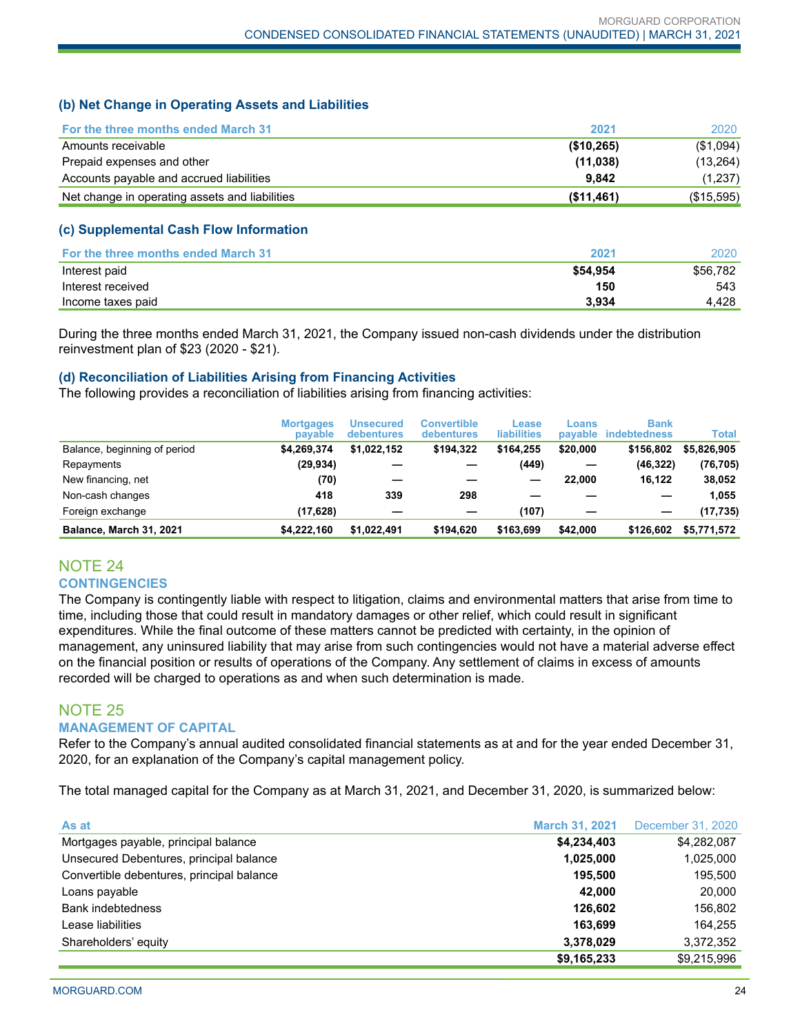### (b) Net Change in Operating Assets and Liabilities

| For the three months ended March 31 | 2021 | 2020 |
|---|---|---|
| Amounts receivable | **($10,265)** | ($1,094) |
| Prepaid expenses and other | **(11,038)** | (13,264) |
| Accounts payable and accrued liabilities | **9,842** | (1,237) |
| Net change in operating assets and liabilities | **($11,461)** | ($15,595) |

### (c) Supplemental Cash Flow Information

| For the three months ended March 31 | 2021 | 2020 |
|---|---|---|
| Interest paid | **$54,954** | $56,782 |
| Interest received | **150** | 543 |
| Income taxes paid | **3,934** | 4,428 |

During the three months ended March 31, 2021, the Company issued non-cash dividends under the distribution reinvestment plan of $23 (2020 - $21).

### (d) Reconciliation of Liabilities Arising from Financing Activities

The following provides a reconciliation of liabilities arising from financing activities:

| | Mortgages payable | Unsecured debentures | Convertible debentures | Lease liabilities | Loans payable | Bank indebtedness | Total |
|---|---|---|---|---|---|---|---|
| Balance, beginning of period | $4,269,374 | $1,022,152 | $194,322 | $164,255 | $20,000 | $156,802 | $5,826,905 |
| Repayments | (29,934) | — | — | (449) | — | (46,322) | (76,705) |
| New financing, net | (70) | — | — | — | 22,000 | 16,122 | 38,052 |
| Non-cash changes | 418 | 339 | 298 | — | — | — | 1,055 |
| Foreign exchange | (17,628) | — | — | (107) | — | — | (17,735) |
| **Balance, March 31, 2021** | **$4,222,160** | **$1,022,491** | **$194,620** | **$163,699** | **$42,000** | **$126,602** | **$5,771,572** |

## NOTE 24

### CONTINGENCIES

The Company is contingently liable with respect to litigation, claims and environmental matters that arise from time to time, including those that could result in mandatory damages or other relief, which could result in significant expenditures. While the final outcome of these matters cannot be predicted with certainty, in the opinion of management, any uninsured liability that may arise from such contingencies would not have a material adverse effect on the financial position or results of operations of the Company. Any settlement of claims in excess of amounts recorded will be charged to operations as and when such determination is made.

## NOTE 25

### MANAGEMENT OF CAPITAL

Refer to the Company's annual audited consolidated financial statements as at and for the year ended December 31, 2020, for an explanation of the Company's capital management policy.

The total managed capital for the Company as at March 31, 2021, and December 31, 2020, is summarized below:

| As at | March 31, 2021 | December 31, 2020 |
|---|---|---|
| Mortgages payable, principal balance | **$4,234,403** | $4,282,087 |
| Unsecured Debentures, principal balance | **1,025,000** | 1,025,000 |
| Convertible debentures, principal balance | **195,500** | 195,500 |
| Loans payable | **42,000** | 20,000 |
| Bank indebtedness | **126,602** | 156,802 |
| Lease liabilities | **163,699** | 164,255 |
| Shareholders' equity | **3,378,029** | 3,372,352 |
| | **$9,165,233** | $9,215,996 |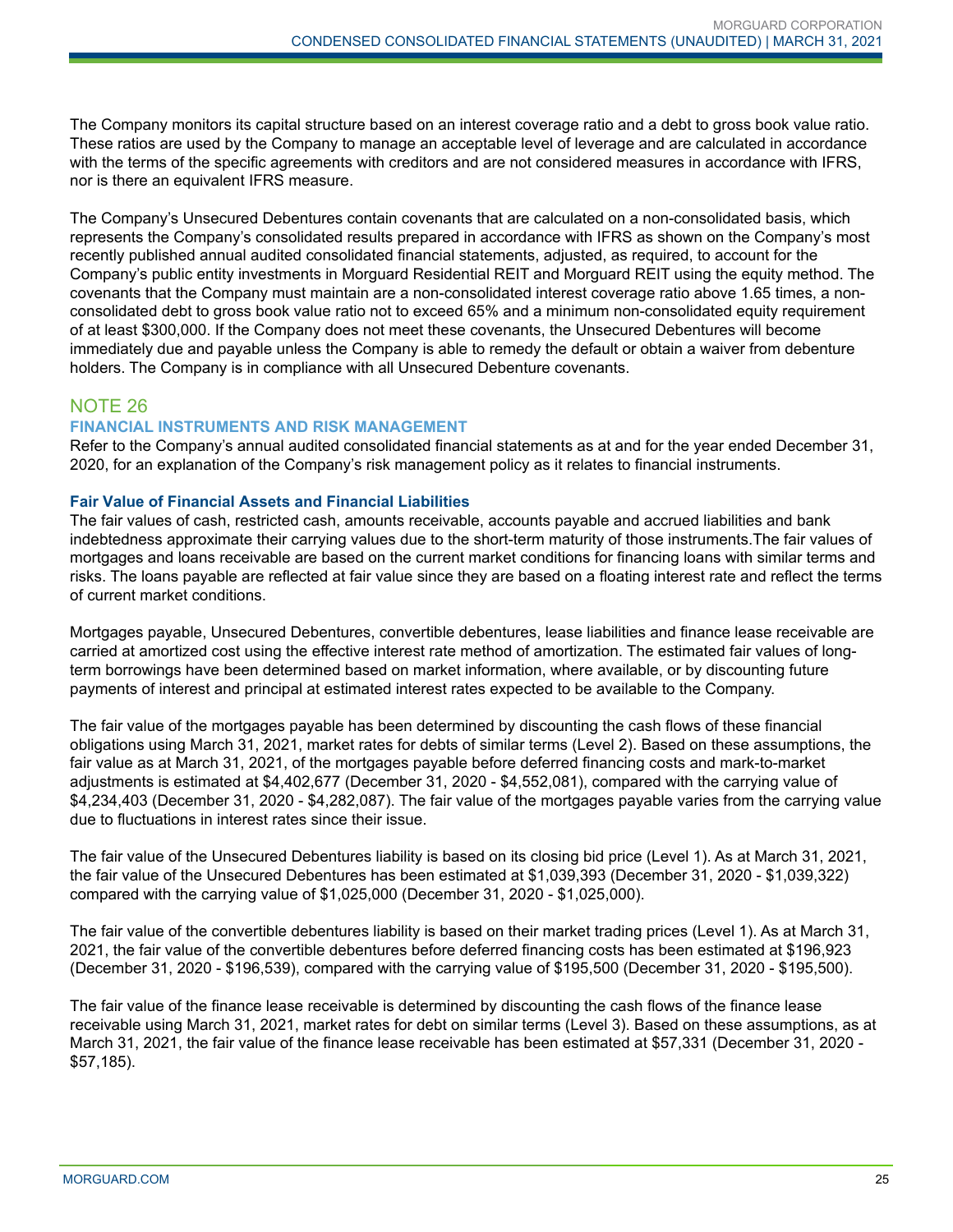The Company monitors its capital structure based on an interest coverage ratio and a debt to gross book value ratio. These ratios are used by the Company to manage an acceptable level of leverage and are calculated in accordance with the terms of the specific agreements with creditors and are not considered measures in accordance with IFRS, nor is there an equivalent IFRS measure.

The Company's Unsecured Debentures contain covenants that are calculated on a non-consolidated basis, which represents the Company's consolidated results prepared in accordance with IFRS as shown on the Company's most recently published annual audited consolidated financial statements, adjusted, as required, to account for the Company's public entity investments in Morguard Residential REIT and Morguard REIT using the equity method. The covenants that the Company must maintain are a non-consolidated interest coverage ratio above 1.65 times, a non-consolidated debt to gross book value ratio not to exceed 65% and a minimum non-consolidated equity requirement of at least $300,000. If the Company does not meet these covenants, the Unsecured Debentures will become immediately due and payable unless the Company is able to remedy the default or obtain a waiver from debenture holders. The Company is in compliance with all Unsecured Debenture covenants.

## NOTE 26

### FINANCIAL INSTRUMENTS AND RISK MANAGEMENT

Refer to the Company's annual audited consolidated financial statements as at and for the year ended December 31, 2020, for an explanation of the Company's risk management policy as it relates to financial instruments.

#### Fair Value of Financial Assets and Financial Liabilities

The fair values of cash, restricted cash, amounts receivable, accounts payable and accrued liabilities and bank indebtedness approximate their carrying values due to the short-term maturity of those instruments.The fair values of mortgages and loans receivable are based on the current market conditions for financing loans with similar terms and risks. The loans payable are reflected at fair value since they are based on a floating interest rate and reflect the terms of current market conditions.

Mortgages payable, Unsecured Debentures, convertible debentures, lease liabilities and finance lease receivable are carried at amortized cost using the effective interest rate method of amortization. The estimated fair values of long-term borrowings have been determined based on market information, where available, or by discounting future payments of interest and principal at estimated interest rates expected to be available to the Company.

The fair value of the mortgages payable has been determined by discounting the cash flows of these financial obligations using March 31, 2021, market rates for debts of similar terms (Level 2). Based on these assumptions, the fair value as at March 31, 2021, of the mortgages payable before deferred financing costs and mark-to-market adjustments is estimated at $4,402,677 (December 31, 2020 - $4,552,081), compared with the carrying value of $4,234,403 (December 31, 2020 - $4,282,087). The fair value of the mortgages payable varies from the carrying value due to fluctuations in interest rates since their issue.

The fair value of the Unsecured Debentures liability is based on its closing bid price (Level 1). As at March 31, 2021, the fair value of the Unsecured Debentures has been estimated at $1,039,393 (December 31, 2020 - $1,039,322) compared with the carrying value of $1,025,000 (December 31, 2020 - $1,025,000).

The fair value of the convertible debentures liability is based on their market trading prices (Level 1). As at March 31, 2021, the fair value of the convertible debentures before deferred financing costs has been estimated at $196,923 (December 31, 2020 - $196,539), compared with the carrying value of $195,500 (December 31, 2020 - $195,500).

The fair value of the finance lease receivable is determined by discounting the cash flows of the finance lease receivable using March 31, 2021, market rates for debt on similar terms (Level 3). Based on these assumptions, as at March 31, 2021, the fair value of the finance lease receivable has been estimated at $57,331 (December 31, 2020 - $57,185).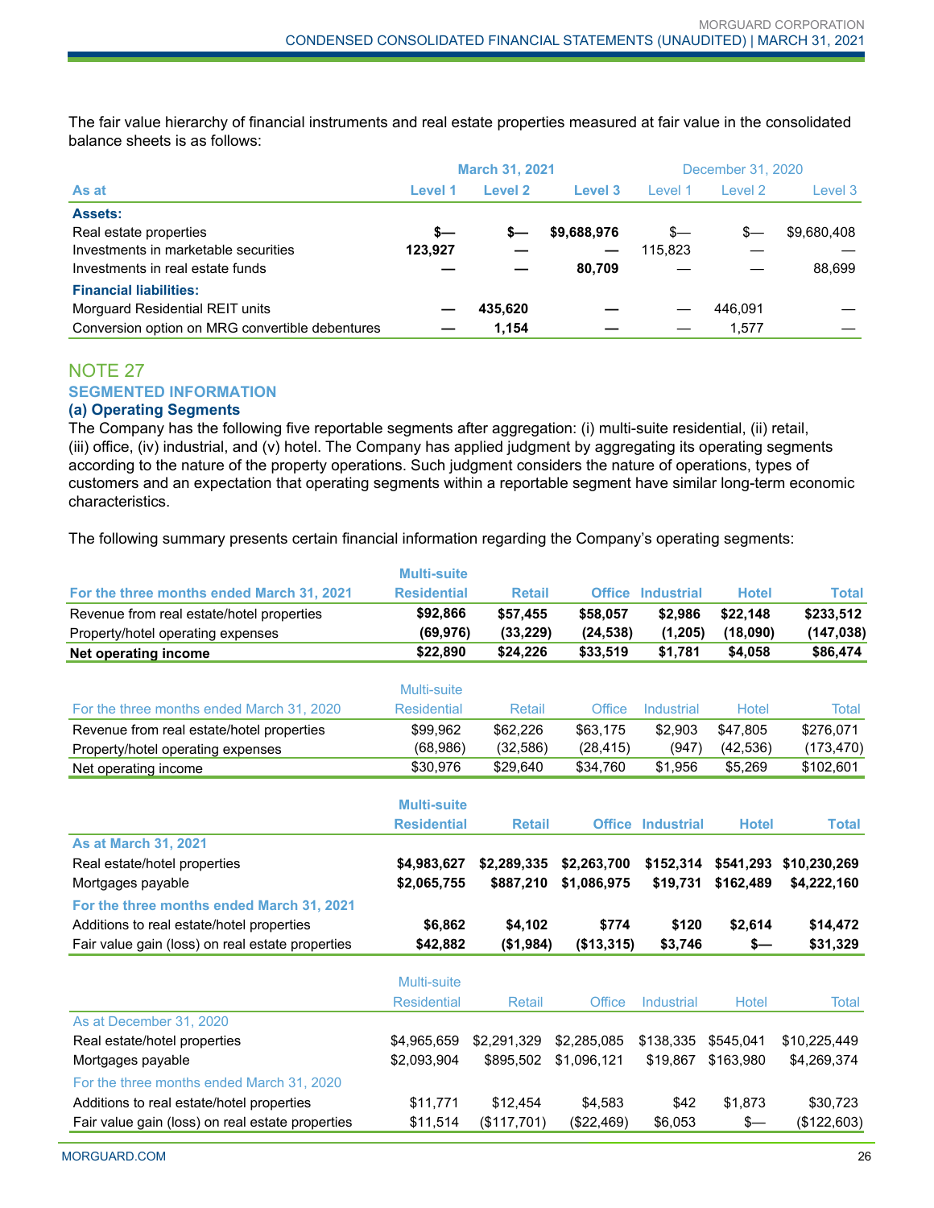The fair value hierarchy of financial instruments and real estate properties measured at fair value in the consolidated balance sheets is as follows:

| | March 31, 2021 | | | December 31, 2020 | | |
|---|---|---|---|---|---|---|
| **As at** | **Level 1** | **Level 2** | **Level 3** | Level 1 | Level 2 | Level 3 |
| **Assets:** | | | | | | |
| Real estate properties | **$—** | **$—** | **$9,688,976** | $— | $— | $9,680,408 |
| Investments in marketable securities | **123,927** | **—** | **—** | 115,823 | — | — |
| Investments in real estate funds | **—** | **—** | **80,709** | — | — | 88,699 |
| **Financial liabilities:** | | | | | | |
| Morguard Residential REIT units | **—** | **435,620** | **—** | — | 446,091 | — |
| Conversion option on MRG convertible debentures | **—** | **1,154** | **—** | — | 1,577 | — |

## NOTE 27

### SEGMENTED INFORMATION

#### (a) Operating Segments

The Company has the following five reportable segments after aggregation: (i) multi-suite residential, (ii) retail, (iii) office, (iv) industrial, and (v) hotel. The Company has applied judgment by aggregating its operating segments according to the nature of the property operations. Such judgment considers the nature of operations, types of customers and an expectation that operating segments within a reportable segment have similar long-term economic characteristics.

The following summary presents certain financial information regarding the Company's operating segments:

| **For the three months ended March 31, 2021** | **Multi-suite Residential** | **Retail** | **Office** | **Industrial** | **Hotel** | **Total** |
|---|---|---|---|---|---|---|
| Revenue from real estate/hotel properties | **$92,866** | **$57,455** | **$58,057** | **$2,986** | **$22,148** | **$233,512** |
| Property/hotel operating expenses | **(69,976)** | **(33,229)** | **(24,538)** | **(1,205)** | **(18,090)** | **(147,038)** |
| **Net operating income** | **$22,890** | **$24,226** | **$33,519** | **$1,781** | **$4,058** | **$86,474** |

| For the three months ended March 31, 2020 | Multi-suite Residential | Retail | Office | Industrial | Hotel | Total |
|---|---|---|---|---|---|---|
| Revenue from real estate/hotel properties | $99,962 | $62,226 | $63,175 | $2,903 | $47,805 | $276,071 |
| Property/hotel operating expenses | (68,986) | (32,586) | (28,415) | (947) | (42,536) | (173,470) |
| Net operating income | $30,976 | $29,640 | $34,760 | $1,956 | $5,269 | $102,601 |

| | **Multi-suite Residential** | **Retail** | **Office** | **Industrial** | **Hotel** | **Total** |
|---|---|---|---|---|---|---|
| **As at March 31, 2021** | | | | | | |
| Real estate/hotel properties | **$4,983,627** | **$2,289,335** | **$2,263,700** | **$152,314** | **$541,293** | **$10,230,269** |
| Mortgages payable | **$2,065,755** | **$887,210** | **$1,086,975** | **$19,731** | **$162,489** | **$4,222,160** |
| **For the three months ended March 31, 2021** | | | | | | |
| Additions to real estate/hotel properties | **$6,862** | **$4,102** | **$774** | **$120** | **$2,614** | **$14,472** |
| Fair value gain (loss) on real estate properties | **$42,882** | **($1,984)** | **($13,315)** | **$3,746** | **$—** | **$31,329** |

| | Multi-suite Residential | Retail | Office | Industrial | Hotel | Total |
|---|---|---|---|---|---|---|
| As at December 31, 2020 | | | | | | |
| Real estate/hotel properties | $4,965,659 | $2,291,329 | $2,285,085 | $138,335 | $545,041 | $10,225,449 |
| Mortgages payable | $2,093,904 | $895,502 | $1,096,121 | $19,867 | $163,980 | $4,269,374 |
| For the three months ended March 31, 2020 | | | | | | |
| Additions to real estate/hotel properties | $11,771 | $12,454 | $4,583 | $42 | $1,873 | $30,723 |
| Fair value gain (loss) on real estate properties | $11,514 | ($117,701) | ($22,469) | $6,053 | $— | ($122,603) |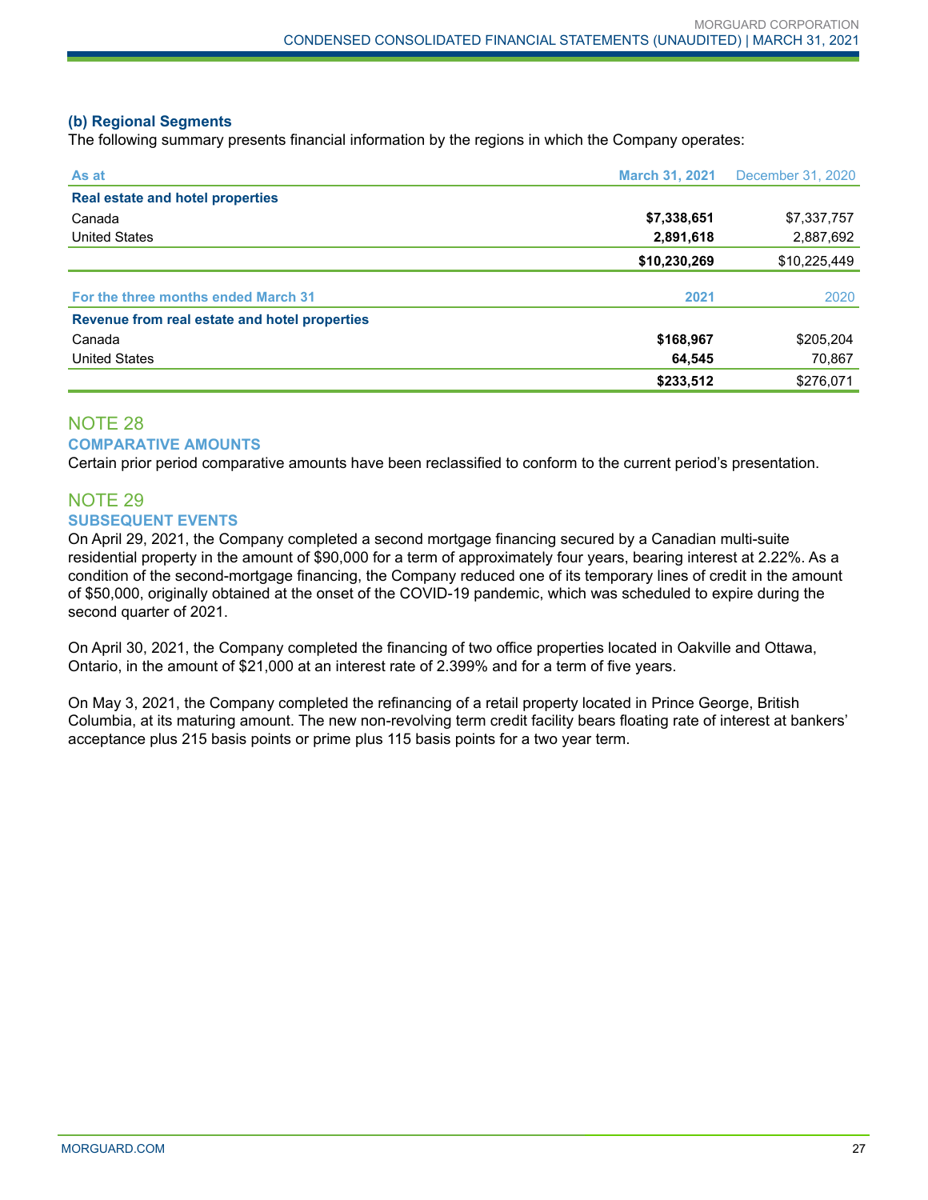### (b) Regional Segments

The following summary presents financial information by the regions in which the Company operates:

| As at | March 31, 2021 | December 31, 2020 |
|---|---|---|
| **Real estate and hotel properties** | | |
| Canada | **$7,338,651** | $7,337,757 |
| United States | **2,891,618** | 2,887,692 |
| | **$10,230,269** | $10,225,449 |

| For the three months ended March 31 | 2021 | 2020 |
|---|---|---|
| **Revenue from real estate and hotel properties** | | |
| Canada | **$168,967** | $205,204 |
| United States | **64,545** | 70,867 |
| | **$233,512** | $276,071 |

## NOTE 28

### COMPARATIVE AMOUNTS

Certain prior period comparative amounts have been reclassified to conform to the current period's presentation.

## NOTE 29

### SUBSEQUENT EVENTS

On April 29, 2021, the Company completed a second mortgage financing secured by a Canadian multi-suite residential property in the amount of $90,000 for a term of approximately four years, bearing interest at 2.22%. As a condition of the second-mortgage financing, the Company reduced one of its temporary lines of credit in the amount of $50,000, originally obtained at the onset of the COVID-19 pandemic, which was scheduled to expire during the second quarter of 2021.

On April 30, 2021, the Company completed the financing of two office properties located in Oakville and Ottawa, Ontario, in the amount of $21,000 at an interest rate of 2.399% and for a term of five years.

On May 3, 2021, the Company completed the refinancing of a retail property located in Prince George, British Columbia, at its maturing amount. The new non-revolving term credit facility bears floating rate of interest at bankers' acceptance plus 215 basis points or prime plus 115 basis points for a two year term.